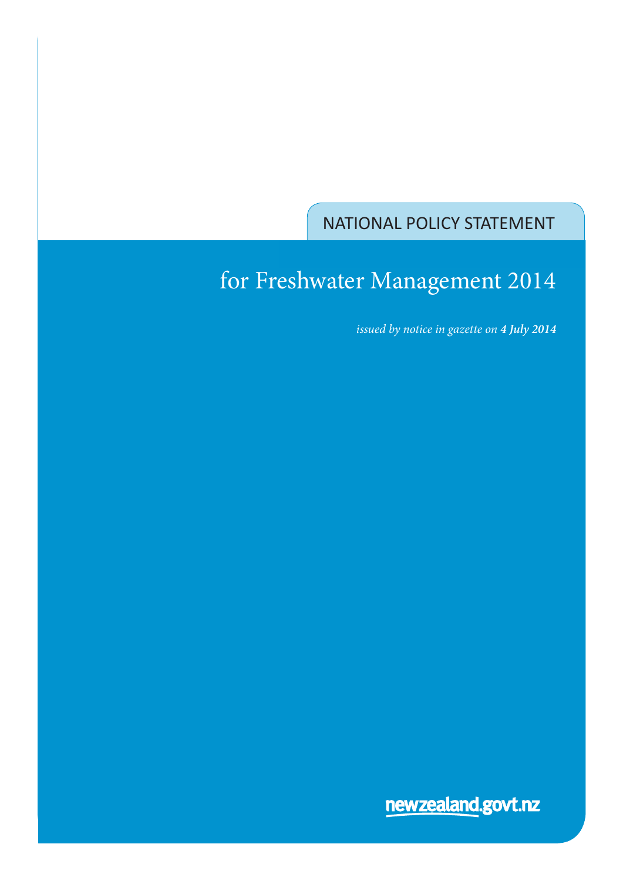NATIONAL POLICY STATEMENT

# for Freshwater Management 2014

*issued by notice in gazette on **4 July 2014***

newzealand.govt.nz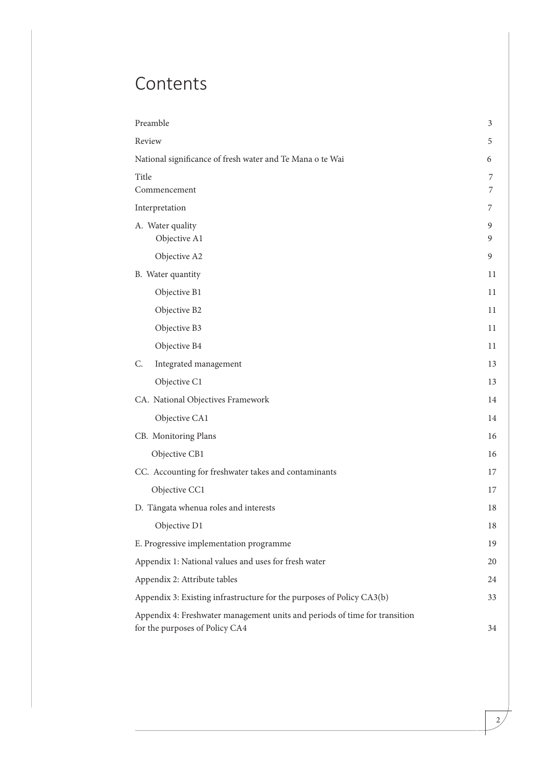# Contents

| | |
|---|---|
| Preamble | 3 |
| Review | 5 |
| National significance of fresh water and Te Mana o te Wai | 6 |
| Title | 7 |
| Commencement | 7 |
| Interpretation | 7 |
| A. Water quality | 9 |
| Objective A1 | 9 |
| Objective A2 | 9 |
| B. Water quantity | 11 |
| Objective B1 | 11 |
| Objective B2 | 11 |
| Objective B3 | 11 |
| Objective B4 | 11 |
| C. Integrated management | 13 |
| Objective C1 | 13 |
| CA. National Objectives Framework | 14 |
| Objective CA1 | 14 |
| CB. Monitoring Plans | 16 |
| Objective CB1 | 16 |
| CC. Accounting for freshwater takes and contaminants | 17 |
| Objective CC1 | 17 |
| D. Tāngata whenua roles and interests | 18 |
| Objective D1 | 18 |
| E. Progressive implementation programme | 19 |
| Appendix 1: National values and uses for fresh water | 20 |
| Appendix 2: Attribute tables | 24 |
| Appendix 3: Existing infrastructure for the purposes of Policy CA3(b) | 33 |
| Appendix 4: Freshwater management units and periods of time for transition for the purposes of Policy CA4 | 34 |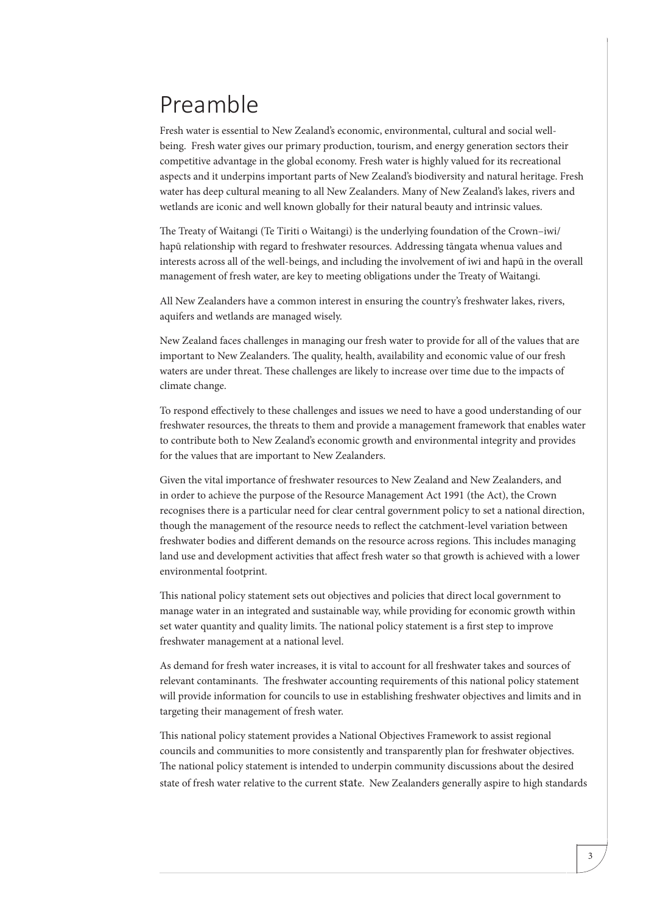# Preamble

Fresh water is essential to New Zealand's economic, environmental, cultural and social well-being. Fresh water gives our primary production, tourism, and energy generation sectors their competitive advantage in the global economy. Fresh water is highly valued for its recreational aspects and it underpins important parts of New Zealand's biodiversity and natural heritage. Fresh water has deep cultural meaning to all New Zealanders. Many of New Zealand's lakes, rivers and wetlands are iconic and well known globally for their natural beauty and intrinsic values.

The Treaty of Waitangi (Te Tiriti o Waitangi) is the underlying foundation of the Crown–iwi/hapū relationship with regard to freshwater resources. Addressing tāngata whenua values and interests across all of the well-beings, and including the involvement of iwi and hapū in the overall management of fresh water, are key to meeting obligations under the Treaty of Waitangi.

All New Zealanders have a common interest in ensuring the country's freshwater lakes, rivers, aquifers and wetlands are managed wisely.

New Zealand faces challenges in managing our fresh water to provide for all of the values that are important to New Zealanders. The quality, health, availability and economic value of our fresh waters are under threat. These challenges are likely to increase over time due to the impacts of climate change.

To respond effectively to these challenges and issues we need to have a good understanding of our freshwater resources, the threats to them and provide a management framework that enables water to contribute both to New Zealand's economic growth and environmental integrity and provides for the values that are important to New Zealanders.

Given the vital importance of freshwater resources to New Zealand and New Zealanders, and in order to achieve the purpose of the Resource Management Act 1991 (the Act), the Crown recognises there is a particular need for clear central government policy to set a national direction, though the management of the resource needs to reflect the catchment-level variation between freshwater bodies and different demands on the resource across regions. This includes managing land use and development activities that affect fresh water so that growth is achieved with a lower environmental footprint.

This national policy statement sets out objectives and policies that direct local government to manage water in an integrated and sustainable way, while providing for economic growth within set water quantity and quality limits. The national policy statement is a first step to improve freshwater management at a national level.

As demand for fresh water increases, it is vital to account for all freshwater takes and sources of relevant contaminants. The freshwater accounting requirements of this national policy statement will provide information for councils to use in establishing freshwater objectives and limits and in targeting their management of fresh water.

This national policy statement provides a National Objectives Framework to assist regional councils and communities to more consistently and transparently plan for freshwater objectives. The national policy statement is intended to underpin community discussions about the desired state of fresh water relative to the current state. New Zealanders generally aspire to high standards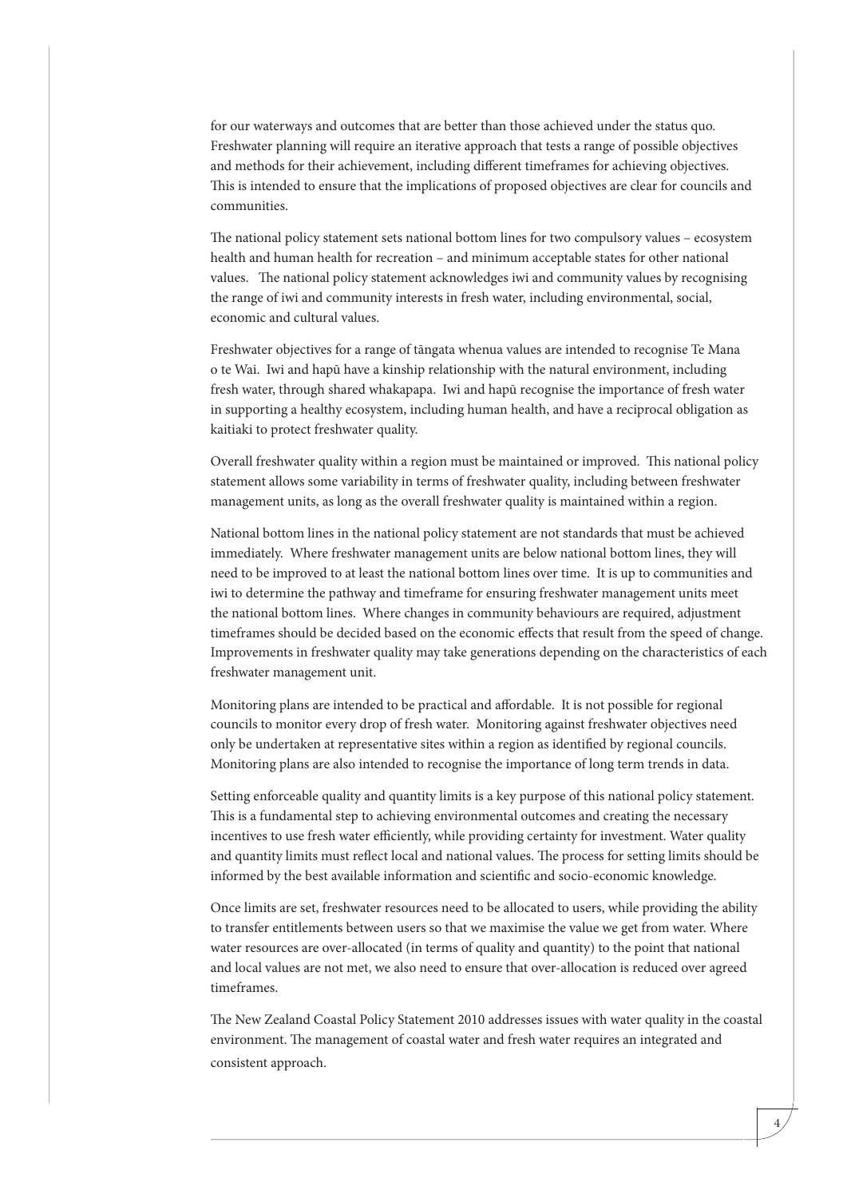for our waterways and outcomes that are better than those achieved under the status quo. Freshwater planning will require an iterative approach that tests a range of possible objectives and methods for their achievement, including different timeframes for achieving objectives. This is intended to ensure that the implications of proposed objectives are clear for councils and communities.

The national policy statement sets national bottom lines for two compulsory values – ecosystem health and human health for recreation – and minimum acceptable states for other national values. The national policy statement acknowledges iwi and community values by recognising the range of iwi and community interests in fresh water, including environmental, social, economic and cultural values.

Freshwater objectives for a range of tāngata whenua values are intended to recognise Te Mana o te Wai. Iwi and hapū have a kinship relationship with the natural environment, including fresh water, through shared whakapapa. Iwi and hapū recognise the importance of fresh water in supporting a healthy ecosystem, including human health, and have a reciprocal obligation as kaitiaki to protect freshwater quality.

Overall freshwater quality within a region must be maintained or improved. This national policy statement allows some variability in terms of freshwater quality, including between freshwater management units, as long as the overall freshwater quality is maintained within a region.

National bottom lines in the national policy statement are not standards that must be achieved immediately. Where freshwater management units are below national bottom lines, they will need to be improved to at least the national bottom lines over time. It is up to communities and iwi to determine the pathway and timeframe for ensuring freshwater management units meet the national bottom lines. Where changes in community behaviours are required, adjustment timeframes should be decided based on the economic effects that result from the speed of change. Improvements in freshwater quality may take generations depending on the characteristics of each freshwater management unit.

Monitoring plans are intended to be practical and affordable. It is not possible for regional councils to monitor every drop of fresh water. Monitoring against freshwater objectives need only be undertaken at representative sites within a region as identified by regional councils. Monitoring plans are also intended to recognise the importance of long term trends in data.

Setting enforceable quality and quantity limits is a key purpose of this national policy statement. This is a fundamental step to achieving environmental outcomes and creating the necessary incentives to use fresh water efficiently, while providing certainty for investment. Water quality and quantity limits must reflect local and national values. The process for setting limits should be informed by the best available information and scientific and socio-economic knowledge.

Once limits are set, freshwater resources need to be allocated to users, while providing the ability to transfer entitlements between users so that we maximise the value we get from water. Where water resources are over-allocated (in terms of quality and quantity) to the point that national and local values are not met, we also need to ensure that over-allocation is reduced over agreed timeframes.

The New Zealand Coastal Policy Statement 2010 addresses issues with water quality in the coastal environment. The management of coastal water and fresh water requires an integrated and consistent approach.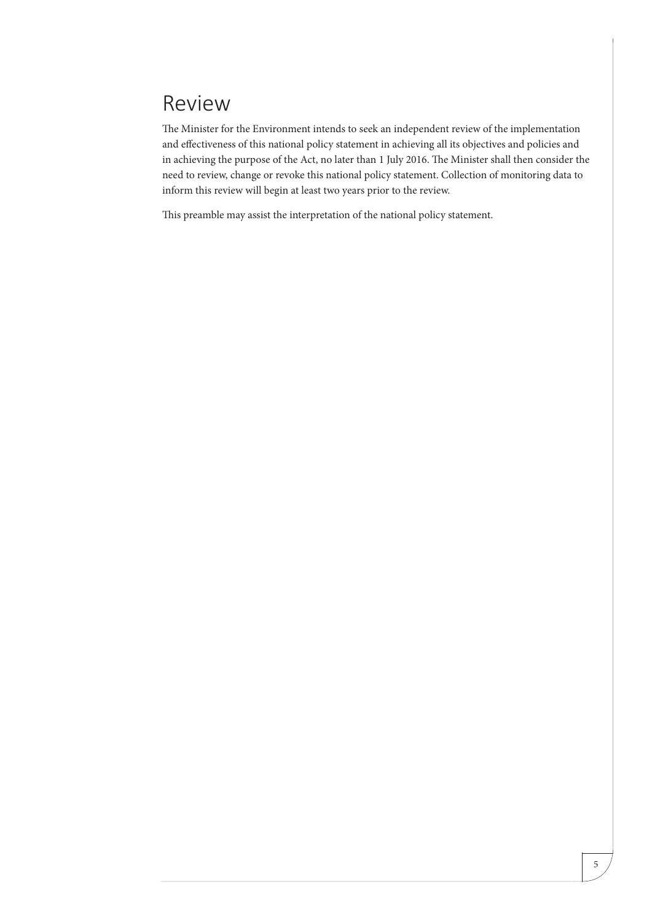## Review

The Minister for the Environment intends to seek an independent review of the implementation and effectiveness of this national policy statement in achieving all its objectives and policies and in achieving the purpose of the Act, no later than 1 July 2016. The Minister shall then consider the need to review, change or revoke this national policy statement. Collection of monitoring data to inform this review will begin at least two years prior to the review.

This preamble may assist the interpretation of the national policy statement.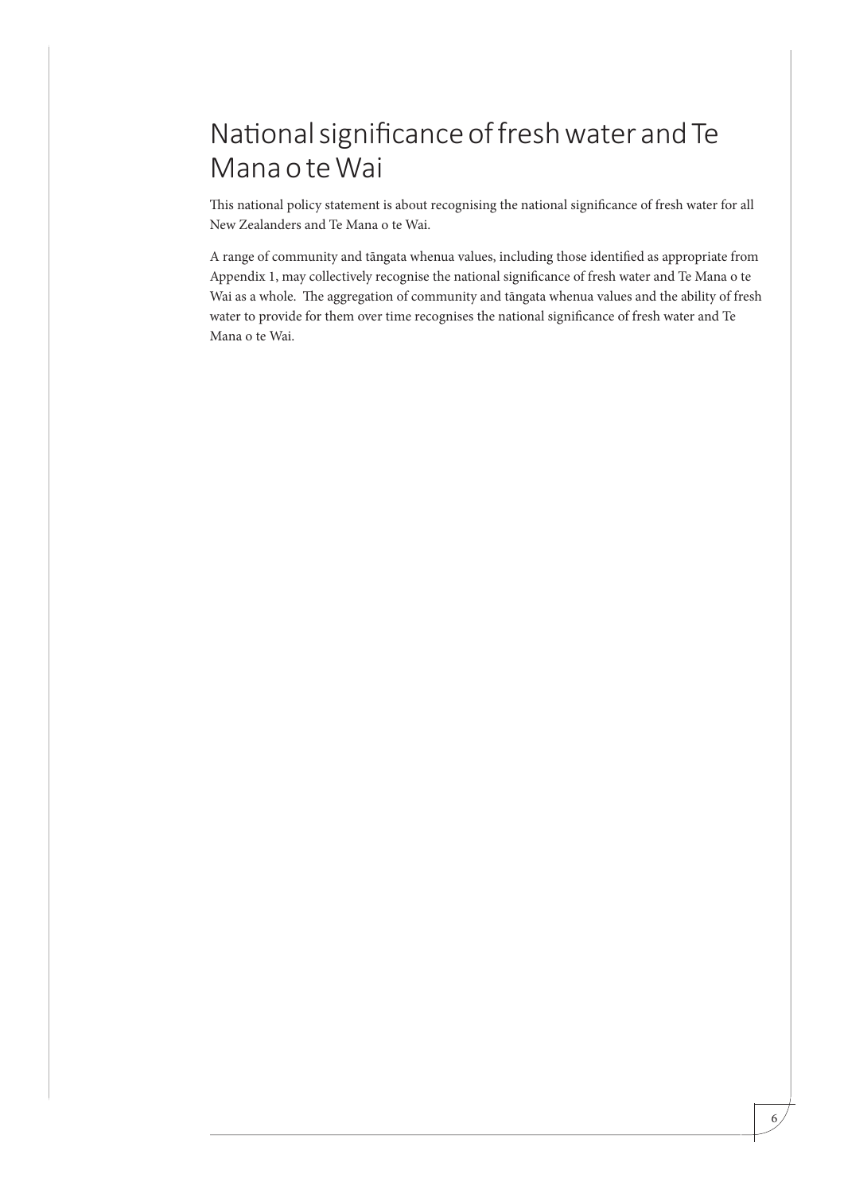# National significance of fresh water and Te Mana o te Wai

This national policy statement is about recognising the national significance of fresh water for all New Zealanders and Te Mana o te Wai.

A range of community and tāngata whenua values, including those identified as appropriate from Appendix 1, may collectively recognise the national significance of fresh water and Te Mana o te Wai as a whole. The aggregation of community and tāngata whenua values and the ability of fresh water to provide for them over time recognises the national significance of fresh water and Te Mana o te Wai.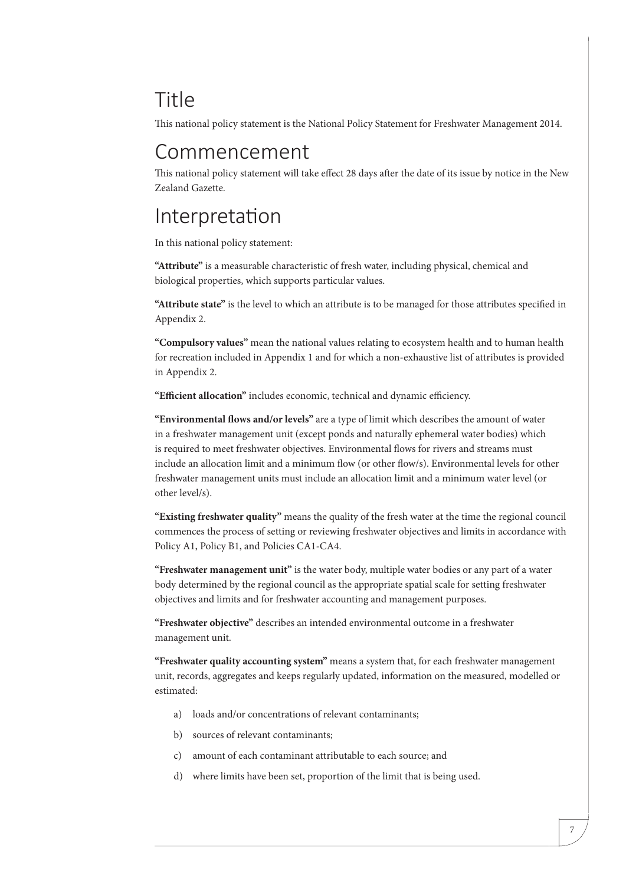# Title

This national policy statement is the National Policy Statement for Freshwater Management 2014.

# Commencement

This national policy statement will take effect 28 days after the date of its issue by notice in the New Zealand Gazette.

# Interpretation

In this national policy statement:

**"Attribute"** is a measurable characteristic of fresh water, including physical, chemical and biological properties, which supports particular values.

**"Attribute state"** is the level to which an attribute is to be managed for those attributes specified in Appendix 2.

**"Compulsory values"** mean the national values relating to ecosystem health and to human health for recreation included in Appendix 1 and for which a non-exhaustive list of attributes is provided in Appendix 2.

**"Efficient allocation"** includes economic, technical and dynamic efficiency.

**"Environmental flows and/or levels"** are a type of limit which describes the amount of water in a freshwater management unit (except ponds and naturally ephemeral water bodies) which is required to meet freshwater objectives. Environmental flows for rivers and streams must include an allocation limit and a minimum flow (or other flow/s). Environmental levels for other freshwater management units must include an allocation limit and a minimum water level (or other level/s).

**"Existing freshwater quality"** means the quality of the fresh water at the time the regional council commences the process of setting or reviewing freshwater objectives and limits in accordance with Policy A1, Policy B1, and Policies CA1-CA4.

**"Freshwater management unit"** is the water body, multiple water bodies or any part of a water body determined by the regional council as the appropriate spatial scale for setting freshwater objectives and limits and for freshwater accounting and management purposes.

**"Freshwater objective"** describes an intended environmental outcome in a freshwater management unit.

**"Freshwater quality accounting system"** means a system that, for each freshwater management unit, records, aggregates and keeps regularly updated, information on the measured, modelled or estimated:

a) loads and/or concentrations of relevant contaminants;

b) sources of relevant contaminants;

c) amount of each contaminant attributable to each source; and

d) where limits have been set, proportion of the limit that is being used.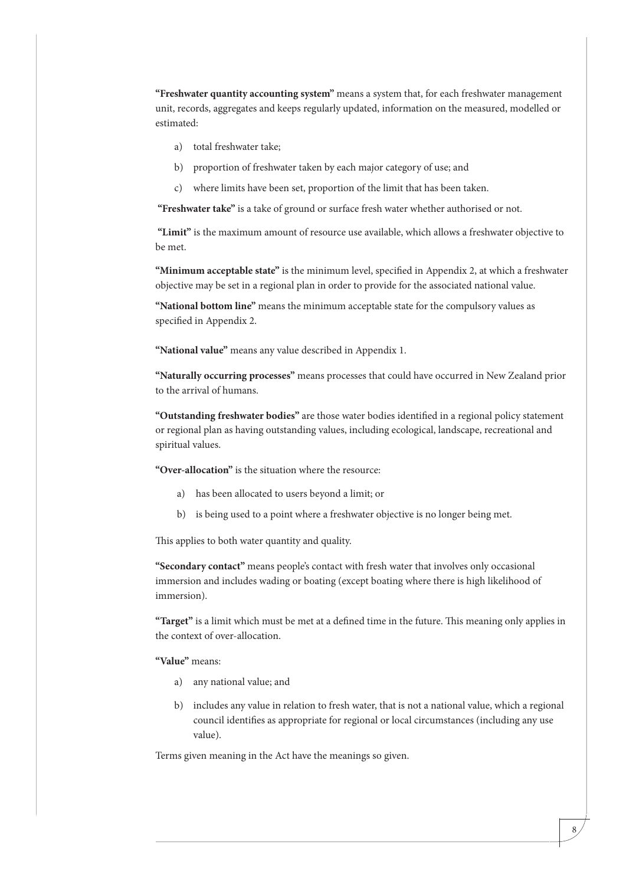**"Freshwater quantity accounting system"** means a system that, for each freshwater management unit, records, aggregates and keeps regularly updated, information on the measured, modelled or estimated:

a) total freshwater take;

b) proportion of freshwater taken by each major category of use; and

c) where limits have been set, proportion of the limit that has been taken.

**"Freshwater take"** is a take of ground or surface fresh water whether authorised or not.

**"Limit"** is the maximum amount of resource use available, which allows a freshwater objective to be met.

**"Minimum acceptable state"** is the minimum level, specified in Appendix 2, at which a freshwater objective may be set in a regional plan in order to provide for the associated national value.

**"National bottom line"** means the minimum acceptable state for the compulsory values as specified in Appendix 2.

**"National value"** means any value described in Appendix 1.

**"Naturally occurring processes"** means processes that could have occurred in New Zealand prior to the arrival of humans.

**"Outstanding freshwater bodies"** are those water bodies identified in a regional policy statement or regional plan as having outstanding values, including ecological, landscape, recreational and spiritual values.

**"Over-allocation"** is the situation where the resource:

a) has been allocated to users beyond a limit; or

b) is being used to a point where a freshwater objective is no longer being met.

This applies to both water quantity and quality.

**"Secondary contact"** means people's contact with fresh water that involves only occasional immersion and includes wading or boating (except boating where there is high likelihood of immersion).

**"Target"** is a limit which must be met at a defined time in the future. This meaning only applies in the context of over-allocation.

**"Value"** means:

a) any national value; and

b) includes any value in relation to fresh water, that is not a national value, which a regional council identifies as appropriate for regional or local circumstances (including any use value).

Terms given meaning in the Act have the meanings so given.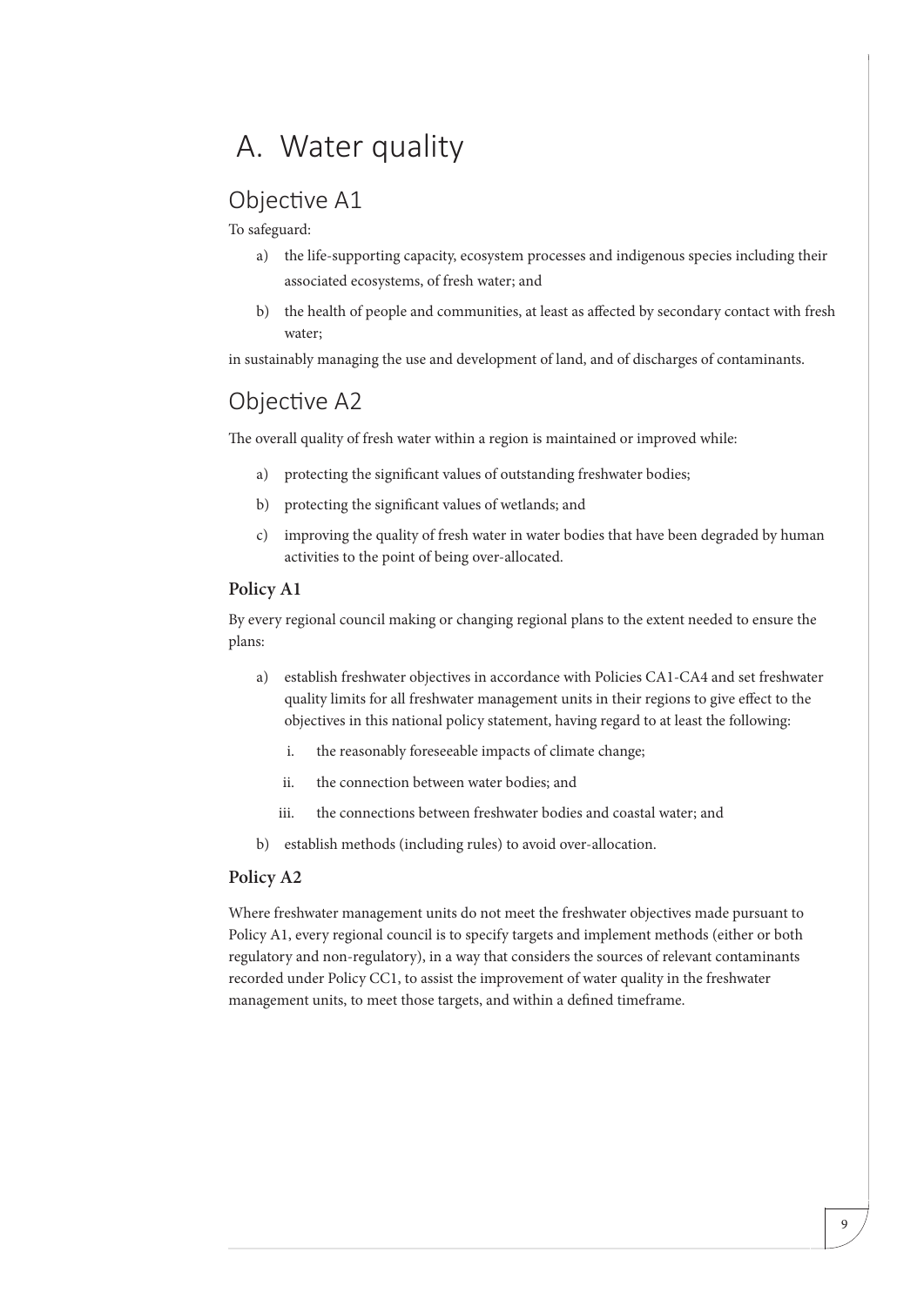# A. Water quality

## Objective A1

To safeguard:

a) the life-supporting capacity, ecosystem processes and indigenous species including their associated ecosystems, of fresh water; and

b) the health of people and communities, at least as affected by secondary contact with fresh water;

in sustainably managing the use and development of land, and of discharges of contaminants.

## Objective A2

The overall quality of fresh water within a region is maintained or improved while:

a) protecting the significant values of outstanding freshwater bodies;

b) protecting the significant values of wetlands; and

c) improving the quality of fresh water in water bodies that have been degraded by human activities to the point of being over-allocated.

### Policy A1

By every regional council making or changing regional plans to the extent needed to ensure the plans:

a) establish freshwater objectives in accordance with Policies CA1-CA4 and set freshwater quality limits for all freshwater management units in their regions to give effect to the objectives in this national policy statement, having regard to at least the following:

   i. the reasonably foreseeable impacts of climate change;

   ii. the connection between water bodies; and

   iii. the connections between freshwater bodies and coastal water; and

b) establish methods (including rules) to avoid over-allocation.

### Policy A2

Where freshwater management units do not meet the freshwater objectives made pursuant to Policy A1, every regional council is to specify targets and implement methods (either or both regulatory and non-regulatory), in a way that considers the sources of relevant contaminants recorded under Policy CC1, to assist the improvement of water quality in the freshwater management units, to meet those targets, and within a defined timeframe.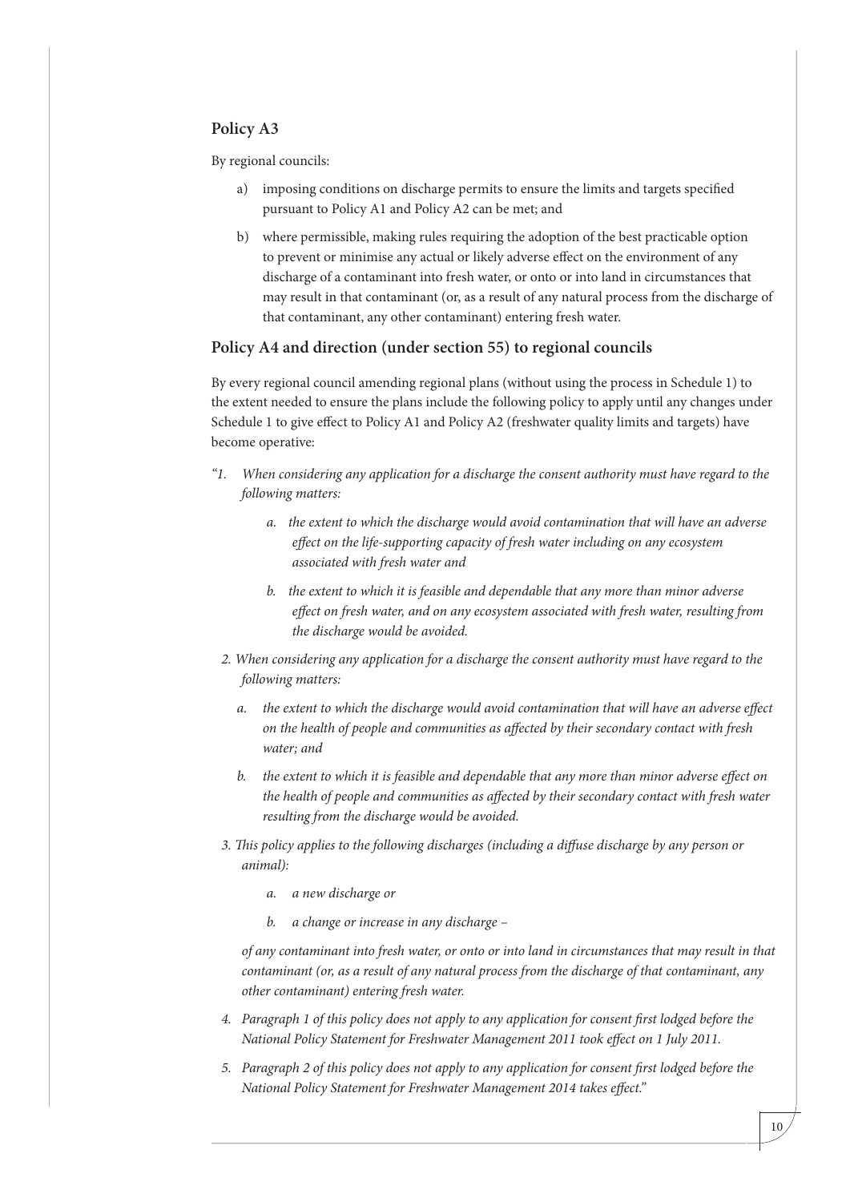## Policy A3

By regional councils:

a) imposing conditions on discharge permits to ensure the limits and targets specified pursuant to Policy A1 and Policy A2 can be met; and

b) where permissible, making rules requiring the adoption of the best practicable option to prevent or minimise any actual or likely adverse effect on the environment of any discharge of a contaminant into fresh water, or onto or into land in circumstances that may result in that contaminant (or, as a result of any natural process from the discharge of that contaminant, any other contaminant) entering fresh water.

## Policy A4 and direction (under section 55) to regional councils

By every regional council amending regional plans (without using the process in Schedule 1) to the extent needed to ensure the plans include the following policy to apply until any changes under Schedule 1 to give effect to Policy A1 and Policy A2 (freshwater quality limits and targets) have become operative:

*"1. When considering any application for a discharge the consent authority must have regard to the following matters:*

*a. the extent to which the discharge would avoid contamination that will have an adverse effect on the life-supporting capacity of fresh water including on any ecosystem associated with fresh water and*

*b. the extent to which it is feasible and dependable that any more than minor adverse effect on fresh water, and on any ecosystem associated with fresh water, resulting from the discharge would be avoided.*

*2. When considering any application for a discharge the consent authority must have regard to the following matters:*

*a. the extent to which the discharge would avoid contamination that will have an adverse effect on the health of people and communities as affected by their secondary contact with fresh water; and*

*b. the extent to which it is feasible and dependable that any more than minor adverse effect on the health of people and communities as affected by their secondary contact with fresh water resulting from the discharge would be avoided.*

*3. This policy applies to the following discharges (including a diffuse discharge by any person or animal):*

*a. a new discharge or*

*b. a change or increase in any discharge –*

*of any contaminant into fresh water, or onto or into land in circumstances that may result in that contaminant (or, as a result of any natural process from the discharge of that contaminant, any other contaminant) entering fresh water.*

*4. Paragraph 1 of this policy does not apply to any application for consent first lodged before the National Policy Statement for Freshwater Management 2011 took effect on 1 July 2011.*

*5. Paragraph 2 of this policy does not apply to any application for consent first lodged before the National Policy Statement for Freshwater Management 2014 takes effect."*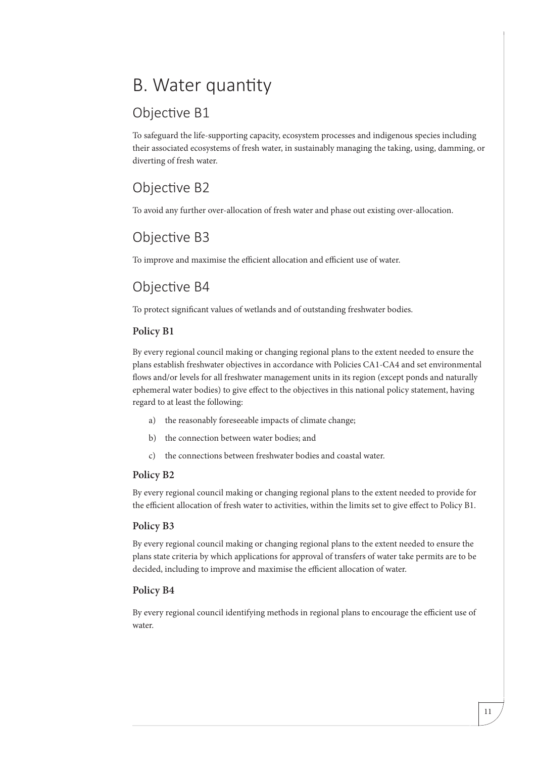# B. Water quantity

## Objective B1

To safeguard the life-supporting capacity, ecosystem processes and indigenous species including their associated ecosystems of fresh water, in sustainably managing the taking, using, damming, or diverting of fresh water.

## Objective B2

To avoid any further over-allocation of fresh water and phase out existing over-allocation.

## Objective B3

To improve and maximise the efficient allocation and efficient use of water.

## Objective B4

To protect significant values of wetlands and of outstanding freshwater bodies.

### Policy B1

By every regional council making or changing regional plans to the extent needed to ensure the plans establish freshwater objectives in accordance with Policies CA1-CA4 and set environmental flows and/or levels for all freshwater management units in its region (except ponds and naturally ephemeral water bodies) to give effect to the objectives in this national policy statement, having regard to at least the following:

a) the reasonably foreseeable impacts of climate change;

b) the connection between water bodies; and

c) the connections between freshwater bodies and coastal water.

### Policy B2

By every regional council making or changing regional plans to the extent needed to provide for the efficient allocation of fresh water to activities, within the limits set to give effect to Policy B1.

### Policy B3

By every regional council making or changing regional plans to the extent needed to ensure the plans state criteria by which applications for approval of transfers of water take permits are to be decided, including to improve and maximise the efficient allocation of water.

### Policy B4

By every regional council identifying methods in regional plans to encourage the efficient use of water.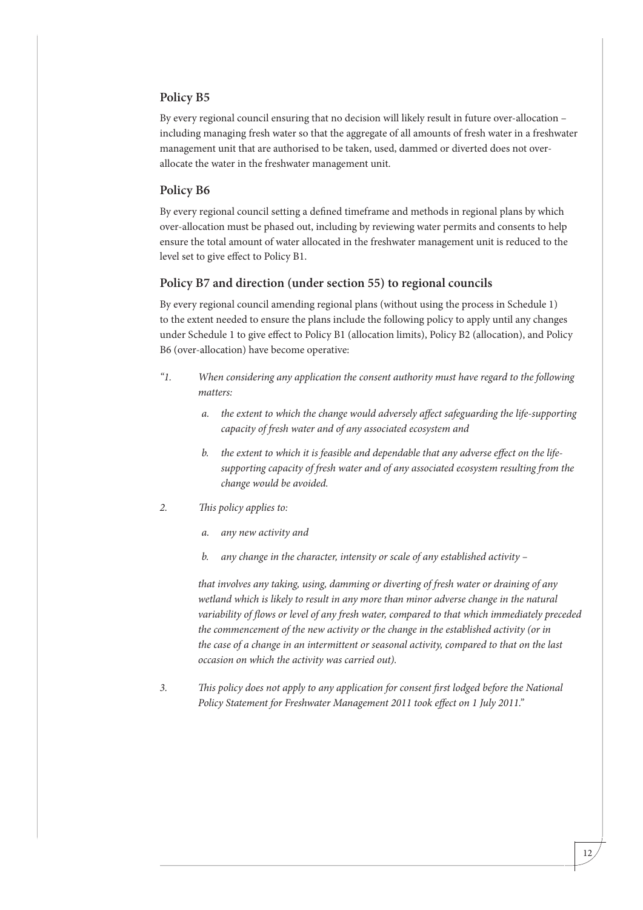## Policy B5

By every regional council ensuring that no decision will likely result in future over-allocation – including managing fresh water so that the aggregate of all amounts of fresh water in a freshwater management unit that are authorised to be taken, used, dammed or diverted does not over-allocate the water in the freshwater management unit.

## Policy B6

By every regional council setting a defined timeframe and methods in regional plans by which over-allocation must be phased out, including by reviewing water permits and consents to help ensure the total amount of water allocated in the freshwater management unit is reduced to the level set to give effect to Policy B1.

## Policy B7 and direction (under section 55) to regional councils

By every regional council amending regional plans (without using the process in Schedule 1) to the extent needed to ensure the plans include the following policy to apply until any changes under Schedule 1 to give effect to Policy B1 (allocation limits), Policy B2 (allocation), and Policy B6 (over-allocation) have become operative:

"1. *When considering any application the consent authority must have regard to the following matters:*

   *a. the extent to which the change would adversely affect safeguarding the life-supporting capacity of fresh water and of any associated ecosystem and*

   *b. the extent to which it is feasible and dependable that any adverse effect on the life-supporting capacity of fresh water and of any associated ecosystem resulting from the change would be avoided.*

2. *This policy applies to:*

   *a. any new activity and*

   *b. any change in the character, intensity or scale of any established activity –*

   *that involves any taking, using, damming or diverting of fresh water or draining of any wetland which is likely to result in any more than minor adverse change in the natural variability of flows or level of any fresh water, compared to that which immediately preceded the commencement of the new activity or the change in the established activity (or in the case of a change in an intermittent or seasonal activity, compared to that on the last occasion on which the activity was carried out).*

3. *This policy does not apply to any application for consent first lodged before the National Policy Statement for Freshwater Management 2011 took effect on 1 July 2011."*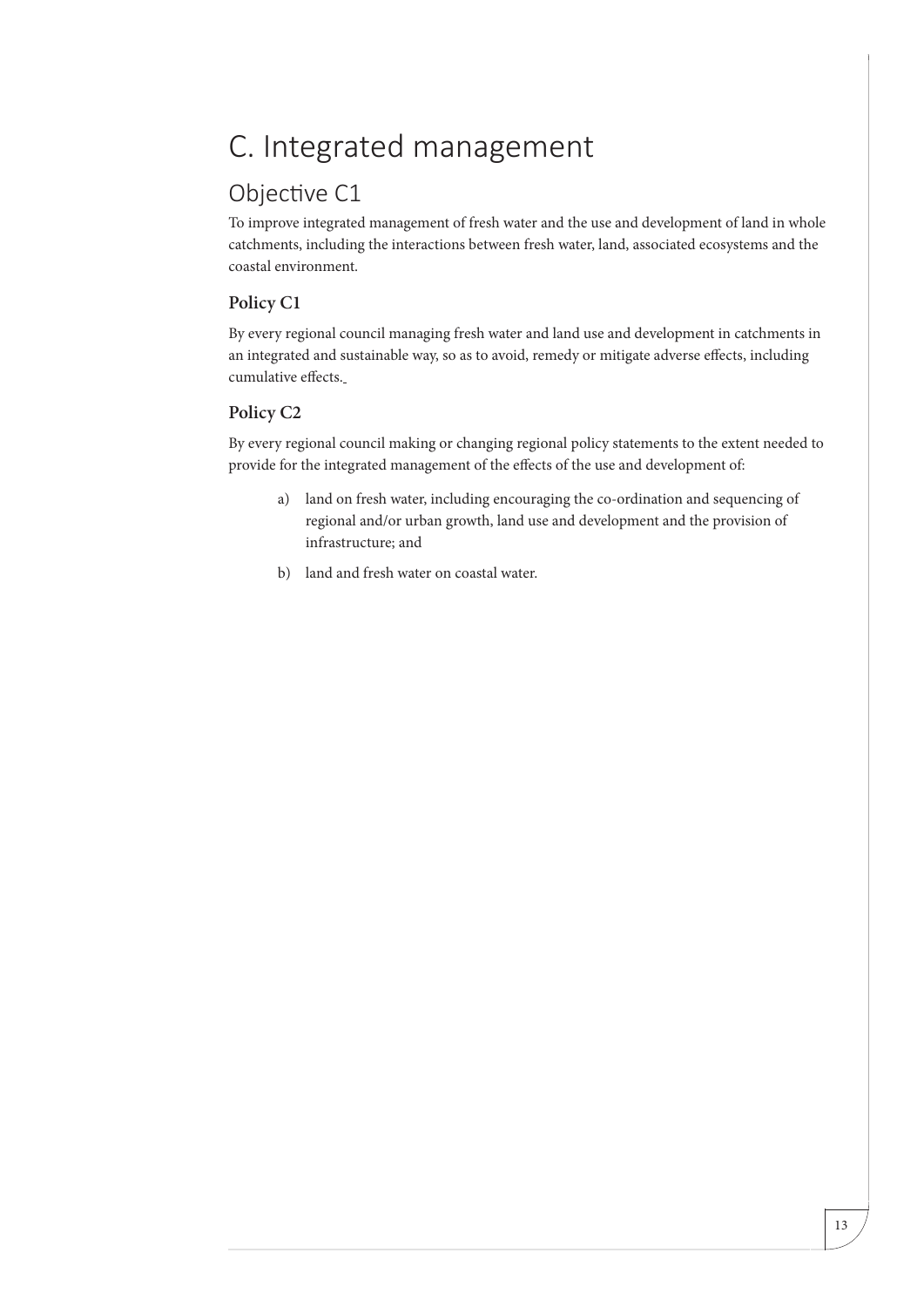# C. Integrated management

## Objective C1

To improve integrated management of fresh water and the use and development of land in whole catchments, including the interactions between fresh water, land, associated ecosystems and the coastal environment.

### Policy C1

By every regional council managing fresh water and land use and development in catchments in an integrated and sustainable way, so as to avoid, remedy or mitigate adverse effects, including cumulative effects.

### Policy C2

By every regional council making or changing regional policy statements to the extent needed to provide for the integrated management of the effects of the use and development of:

a) land on fresh water, including encouraging the co-ordination and sequencing of regional and/or urban growth, land use and development and the provision of infrastructure; and

b) land and fresh water on coastal water.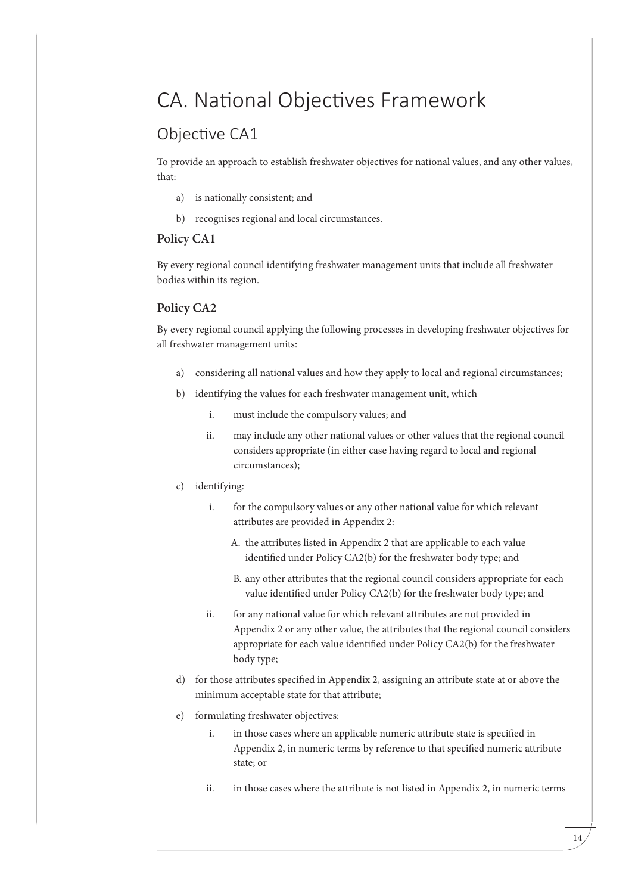# CA. National Objectives Framework

## Objective CA1

To provide an approach to establish freshwater objectives for national values, and any other values, that:

a) is nationally consistent; and

b) recognises regional and local circumstances.

### Policy CA1

By every regional council identifying freshwater management units that include all freshwater bodies within its region.

### Policy CA2

By every regional council applying the following processes in developing freshwater objectives for all freshwater management units:

a) considering all national values and how they apply to local and regional circumstances;

b) identifying the values for each freshwater management unit, which

  i. must include the compulsory values; and

  ii. may include any other national values or other values that the regional council considers appropriate (in either case having regard to local and regional circumstances);

c) identifying:

  i. for the compulsory values or any other national value for which relevant attributes are provided in Appendix 2:

    A. the attributes listed in Appendix 2 that are applicable to each value identified under Policy CA2(b) for the freshwater body type; and

    B. any other attributes that the regional council considers appropriate for each value identified under Policy CA2(b) for the freshwater body type; and

  ii. for any national value for which relevant attributes are not provided in Appendix 2 or any other value, the attributes that the regional council considers appropriate for each value identified under Policy CA2(b) for the freshwater body type;

d) for those attributes specified in Appendix 2, assigning an attribute state at or above the minimum acceptable state for that attribute;

e) formulating freshwater objectives:

  i. in those cases where an applicable numeric attribute state is specified in Appendix 2, in numeric terms by reference to that specified numeric attribute state; or

  ii. in those cases where the attribute is not listed in Appendix 2, in numeric terms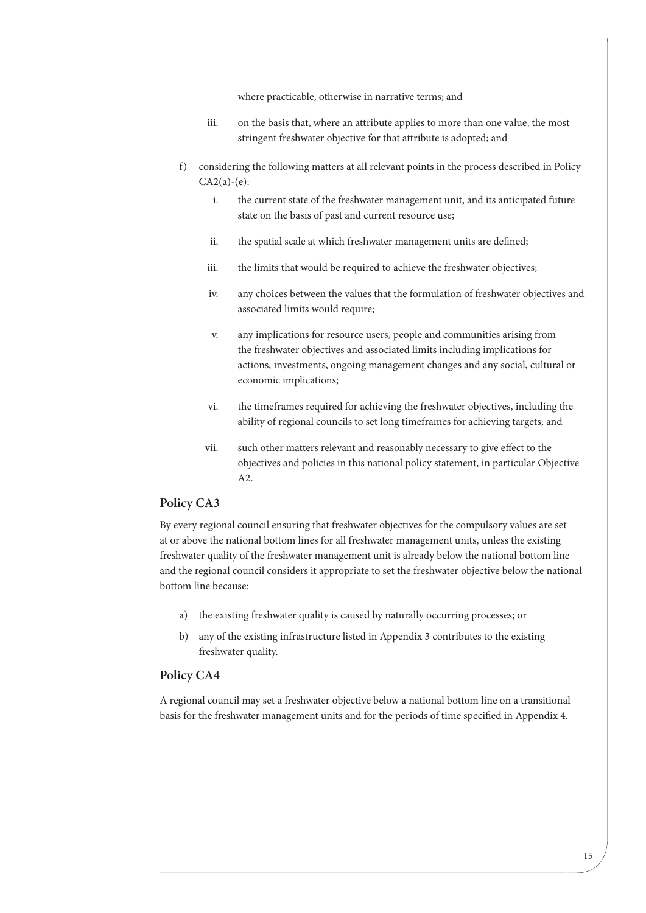where practicable, otherwise in narrative terms; and

iii. on the basis that, where an attribute applies to more than one value, the most stringent freshwater objective for that attribute is adopted; and

f) considering the following matters at all relevant points in the process described in Policy CA2(a)-(e):

   i. the current state of the freshwater management unit, and its anticipated future state on the basis of past and current resource use;

   ii. the spatial scale at which freshwater management units are defined;

   iii. the limits that would be required to achieve the freshwater objectives;

   iv. any choices between the values that the formulation of freshwater objectives and associated limits would require;

   v. any implications for resource users, people and communities arising from the freshwater objectives and associated limits including implications for actions, investments, ongoing management changes and any social, cultural or economic implications;

   vi. the timeframes required for achieving the freshwater objectives, including the ability of regional councils to set long timeframes for achieving targets; and

   vii. such other matters relevant and reasonably necessary to give effect to the objectives and policies in this national policy statement, in particular Objective A2.

## Policy CA3

By every regional council ensuring that freshwater objectives for the compulsory values are set at or above the national bottom lines for all freshwater management units, unless the existing freshwater quality of the freshwater management unit is already below the national bottom line and the regional council considers it appropriate to set the freshwater objective below the national bottom line because:

a) the existing freshwater quality is caused by naturally occurring processes; or

b) any of the existing infrastructure listed in Appendix 3 contributes to the existing freshwater quality.

## Policy CA4

A regional council may set a freshwater objective below a national bottom line on a transitional basis for the freshwater management units and for the periods of time specified in Appendix 4.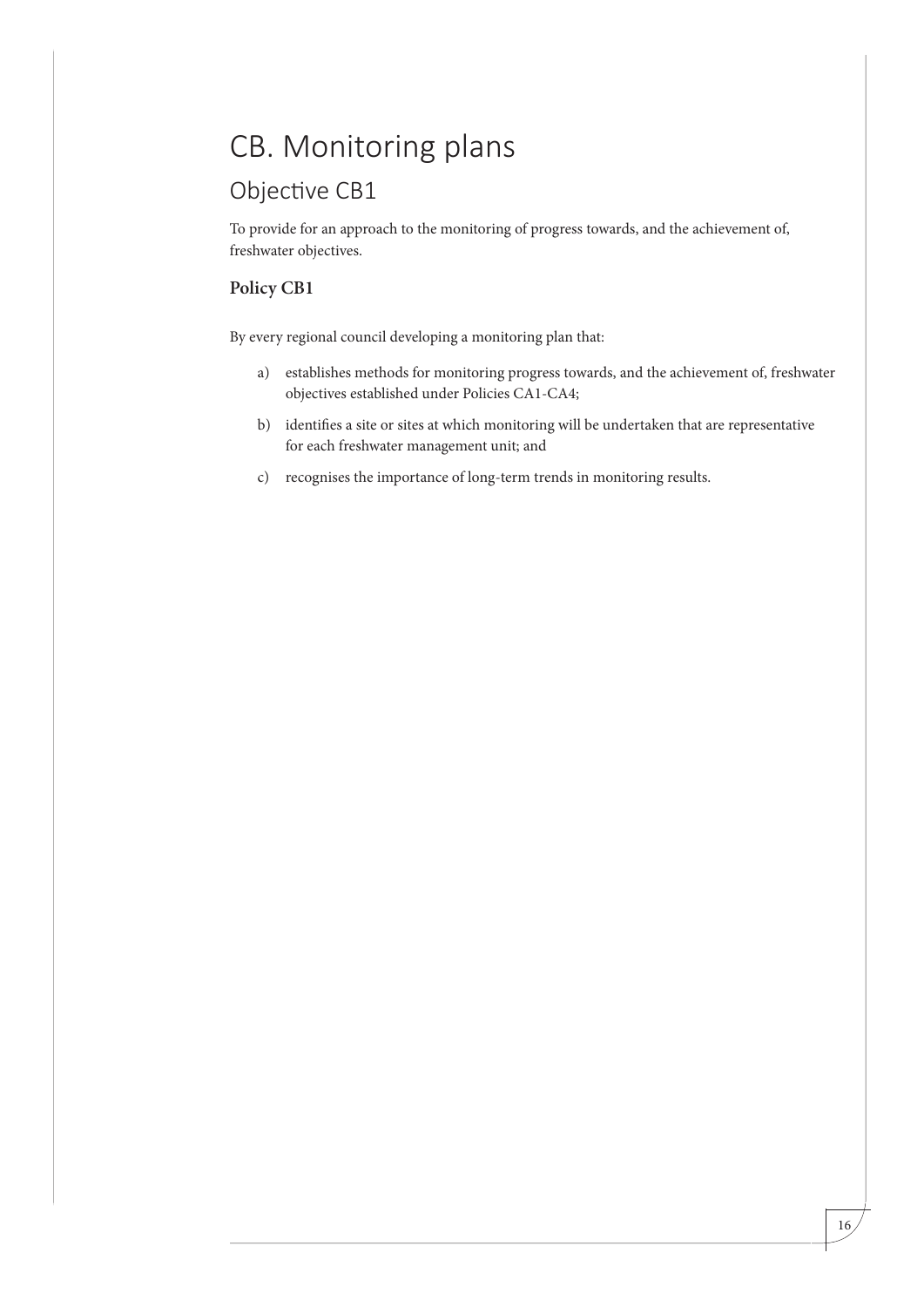# CB. Monitoring plans

## Objective CB1

To provide for an approach to the monitoring of progress towards, and the achievement of, freshwater objectives.

### Policy CB1

By every regional council developing a monitoring plan that:

a) establishes methods for monitoring progress towards, and the achievement of, freshwater objectives established under Policies CA1-CA4;

b) identifies a site or sites at which monitoring will be undertaken that are representative for each freshwater management unit; and

c) recognises the importance of long-term trends in monitoring results.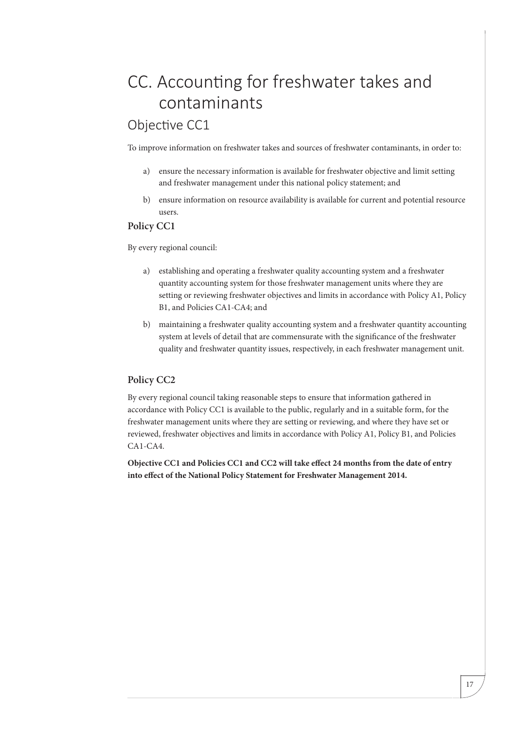# CC. Accounting for freshwater takes and contaminants

## Objective CC1

To improve information on freshwater takes and sources of freshwater contaminants, in order to:

a) ensure the necessary information is available for freshwater objective and limit setting and freshwater management under this national policy statement; and

b) ensure information on resource availability is available for current and potential resource users.

### Policy CC1

By every regional council:

a) establishing and operating a freshwater quality accounting system and a freshwater quantity accounting system for those freshwater management units where they are setting or reviewing freshwater objectives and limits in accordance with Policy A1, Policy B1, and Policies CA1-CA4; and

b) maintaining a freshwater quality accounting system and a freshwater quantity accounting system at levels of detail that are commensurate with the significance of the freshwater quality and freshwater quantity issues, respectively, in each freshwater management unit.

### Policy CC2

By every regional council taking reasonable steps to ensure that information gathered in accordance with Policy CC1 is available to the public, regularly and in a suitable form, for the freshwater management units where they are setting or reviewing, and where they have set or reviewed, freshwater objectives and limits in accordance with Policy A1, Policy B1, and Policies CA1-CA4.

**Objective CC1 and Policies CC1 and CC2 will take effect 24 months from the date of entry into effect of the National Policy Statement for Freshwater Management 2014.**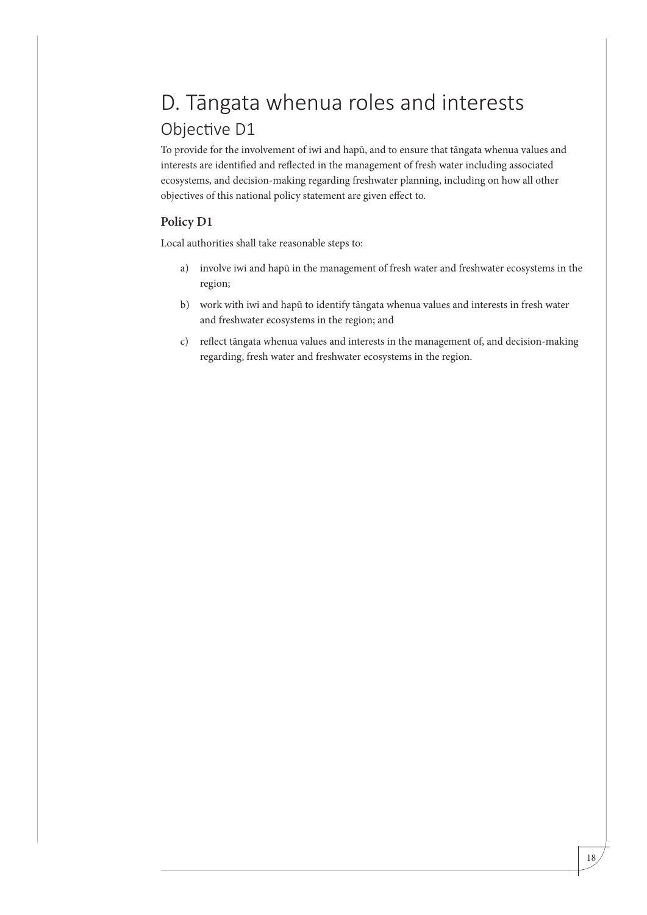# D. Tāngata whenua roles and interests

## Objective D1

To provide for the involvement of iwi and hapū, and to ensure that tāngata whenua values and interests are identified and reflected in the management of fresh water including associated ecosystems, and decision-making regarding freshwater planning, including on how all other objectives of this national policy statement are given effect to.

### Policy D1

Local authorities shall take reasonable steps to:

a) involve iwi and hapū in the management of fresh water and freshwater ecosystems in the region;

b) work with iwi and hapū to identify tāngata whenua values and interests in fresh water and freshwater ecosystems in the region; and

c) reflect tāngata whenua values and interests in the management of, and decision-making regarding, fresh water and freshwater ecosystems in the region.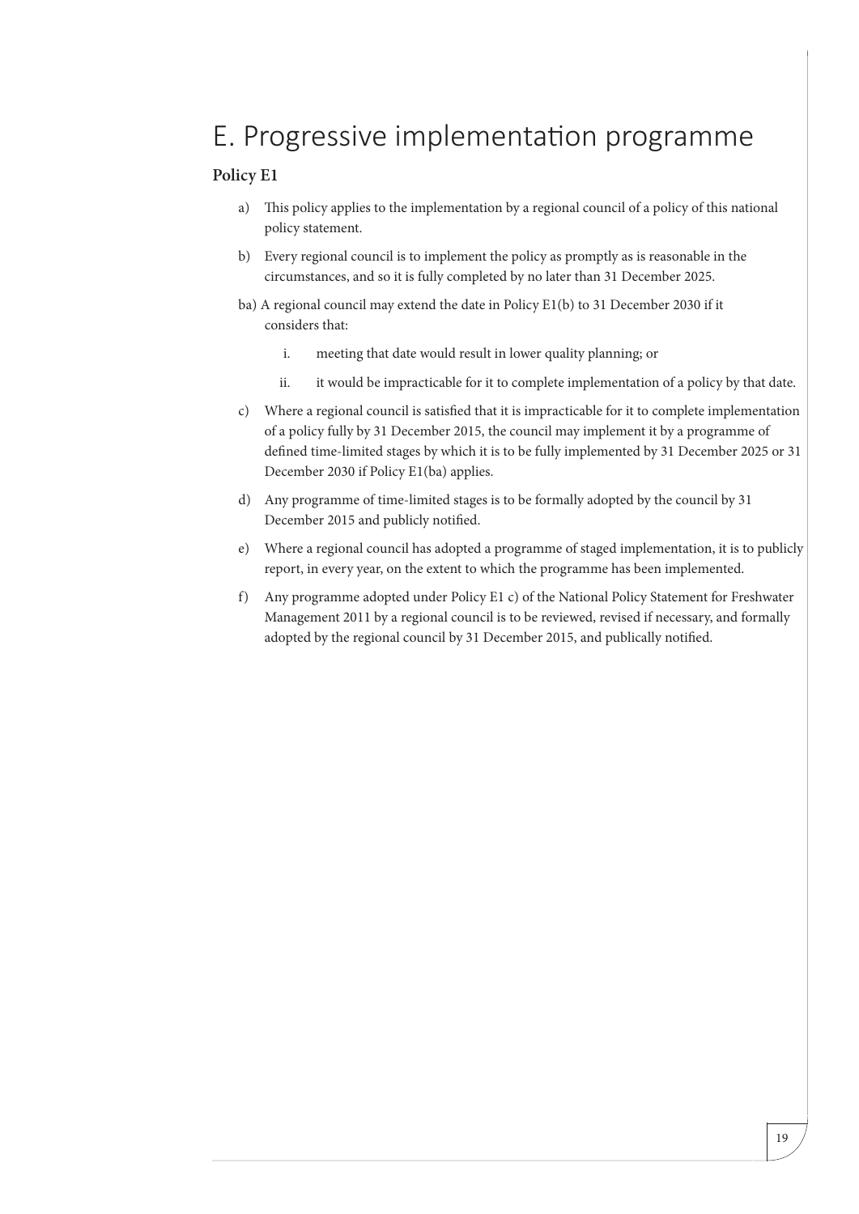# E. Progressive implementation programme

### Policy E1

a) This policy applies to the implementation by a regional council of a policy of this national policy statement.

b) Every regional council is to implement the policy as promptly as is reasonable in the circumstances, and so it is fully completed by no later than 31 December 2025.

ba) A regional council may extend the date in Policy E1(b) to 31 December 2030 if it considers that:

i. meeting that date would result in lower quality planning; or

ii. it would be impracticable for it to complete implementation of a policy by that date.

c) Where a regional council is satisfied that it is impracticable for it to complete implementation of a policy fully by 31 December 2015, the council may implement it by a programme of defined time-limited stages by which it is to be fully implemented by 31 December 2025 or 31 December 2030 if Policy E1(ba) applies.

d) Any programme of time-limited stages is to be formally adopted by the council by 31 December 2015 and publicly notified.

e) Where a regional council has adopted a programme of staged implementation, it is to publicly report, in every year, on the extent to which the programme has been implemented.

f) Any programme adopted under Policy E1 c) of the National Policy Statement for Freshwater Management 2011 by a regional council is to be reviewed, revised if necessary, and formally adopted by the regional council by 31 December 2015, and publically notified.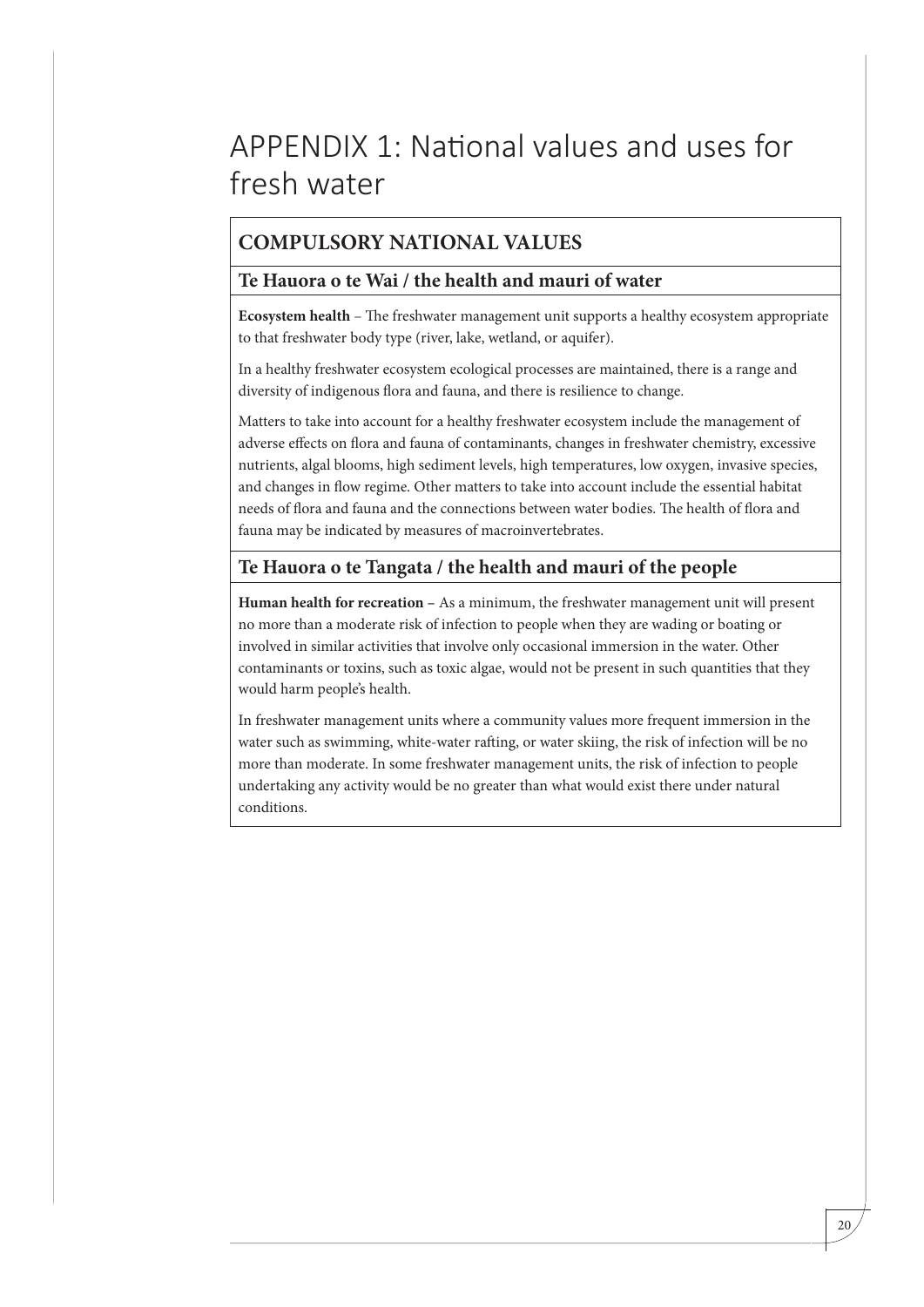# APPENDIX 1: National values and uses for fresh water

## COMPULSORY NATIONAL VALUES

### Te Hauora o te Wai / the health and mauri of water

**Ecosystem health** – The freshwater management unit supports a healthy ecosystem appropriate to that freshwater body type (river, lake, wetland, or aquifer).

In a healthy freshwater ecosystem ecological processes are maintained, there is a range and diversity of indigenous flora and fauna, and there is resilience to change.

Matters to take into account for a healthy freshwater ecosystem include the management of adverse effects on flora and fauna of contaminants, changes in freshwater chemistry, excessive nutrients, algal blooms, high sediment levels, high temperatures, low oxygen, invasive species, and changes in flow regime. Other matters to take into account include the essential habitat needs of flora and fauna and the connections between water bodies. The health of flora and fauna may be indicated by measures of macroinvertebrates.

### Te Hauora o te Tangata / the health and mauri of the people

**Human health for recreation –** As a minimum, the freshwater management unit will present no more than a moderate risk of infection to people when they are wading or boating or involved in similar activities that involve only occasional immersion in the water. Other contaminants or toxins, such as toxic algae, would not be present in such quantities that they would harm people's health.

In freshwater management units where a community values more frequent immersion in the water such as swimming, white-water rafting, or water skiing, the risk of infection will be no more than moderate. In some freshwater management units, the risk of infection to people undertaking any activity would be no greater than what would exist there under natural conditions.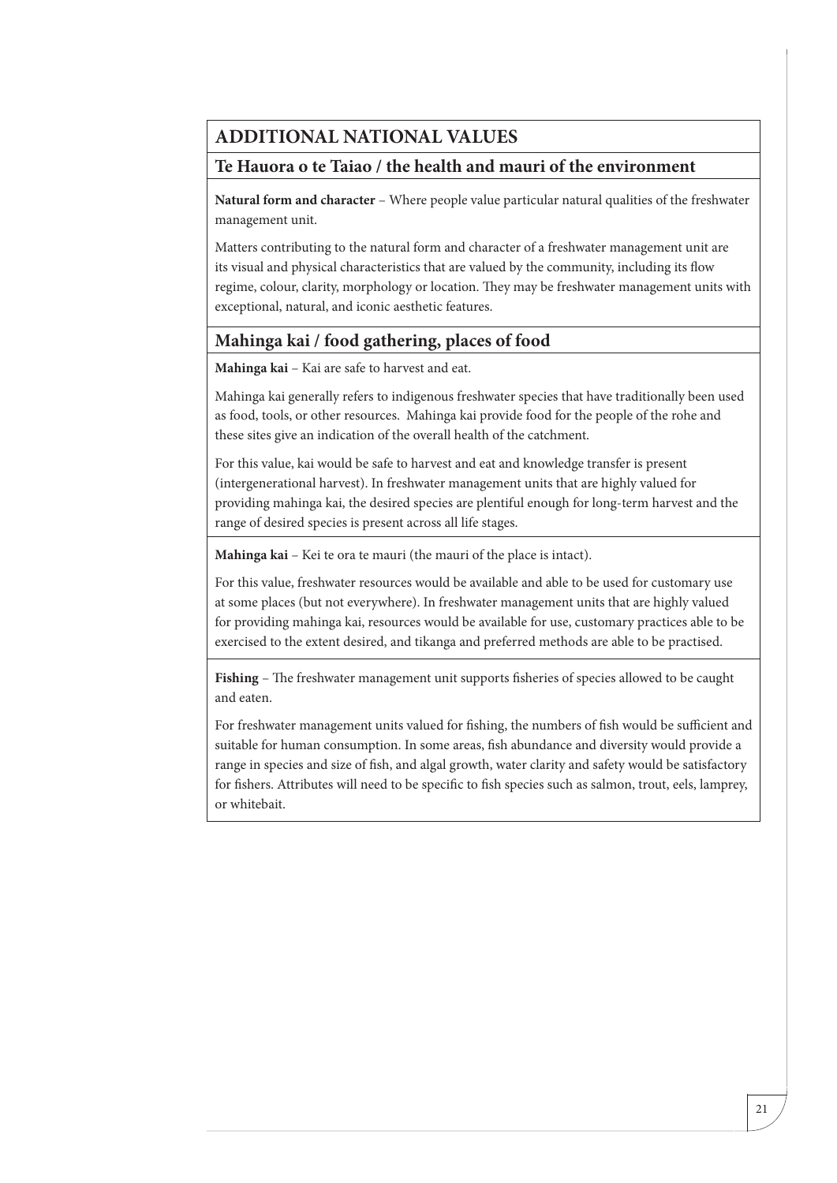## ADDITIONAL NATIONAL VALUES

### Te Hauora o te Taiao / the health and mauri of the environment

**Natural form and character** – Where people value particular natural qualities of the freshwater management unit.

Matters contributing to the natural form and character of a freshwater management unit are its visual and physical characteristics that are valued by the community, including its flow regime, colour, clarity, morphology or location. They may be freshwater management units with exceptional, natural, and iconic aesthetic features.

### Mahinga kai / food gathering, places of food

**Mahinga kai** – Kai are safe to harvest and eat.

Mahinga kai generally refers to indigenous freshwater species that have traditionally been used as food, tools, or other resources. Mahinga kai provide food for the people of the rohe and these sites give an indication of the overall health of the catchment.

For this value, kai would be safe to harvest and eat and knowledge transfer is present (intergenerational harvest). In freshwater management units that are highly valued for providing mahinga kai, the desired species are plentiful enough for long-term harvest and the range of desired species is present across all life stages.

**Mahinga kai** – Kei te ora te mauri (the mauri of the place is intact).

For this value, freshwater resources would be available and able to be used for customary use at some places (but not everywhere). In freshwater management units that are highly valued for providing mahinga kai, resources would be available for use, customary practices able to be exercised to the extent desired, and tikanga and preferred methods are able to be practised.

**Fishing** – The freshwater management unit supports fisheries of species allowed to be caught and eaten.

For freshwater management units valued for fishing, the numbers of fish would be sufficient and suitable for human consumption. In some areas, fish abundance and diversity would provide a range in species and size of fish, and algal growth, water clarity and safety would be satisfactory for fishers. Attributes will need to be specific to fish species such as salmon, trout, eels, lamprey, or whitebait.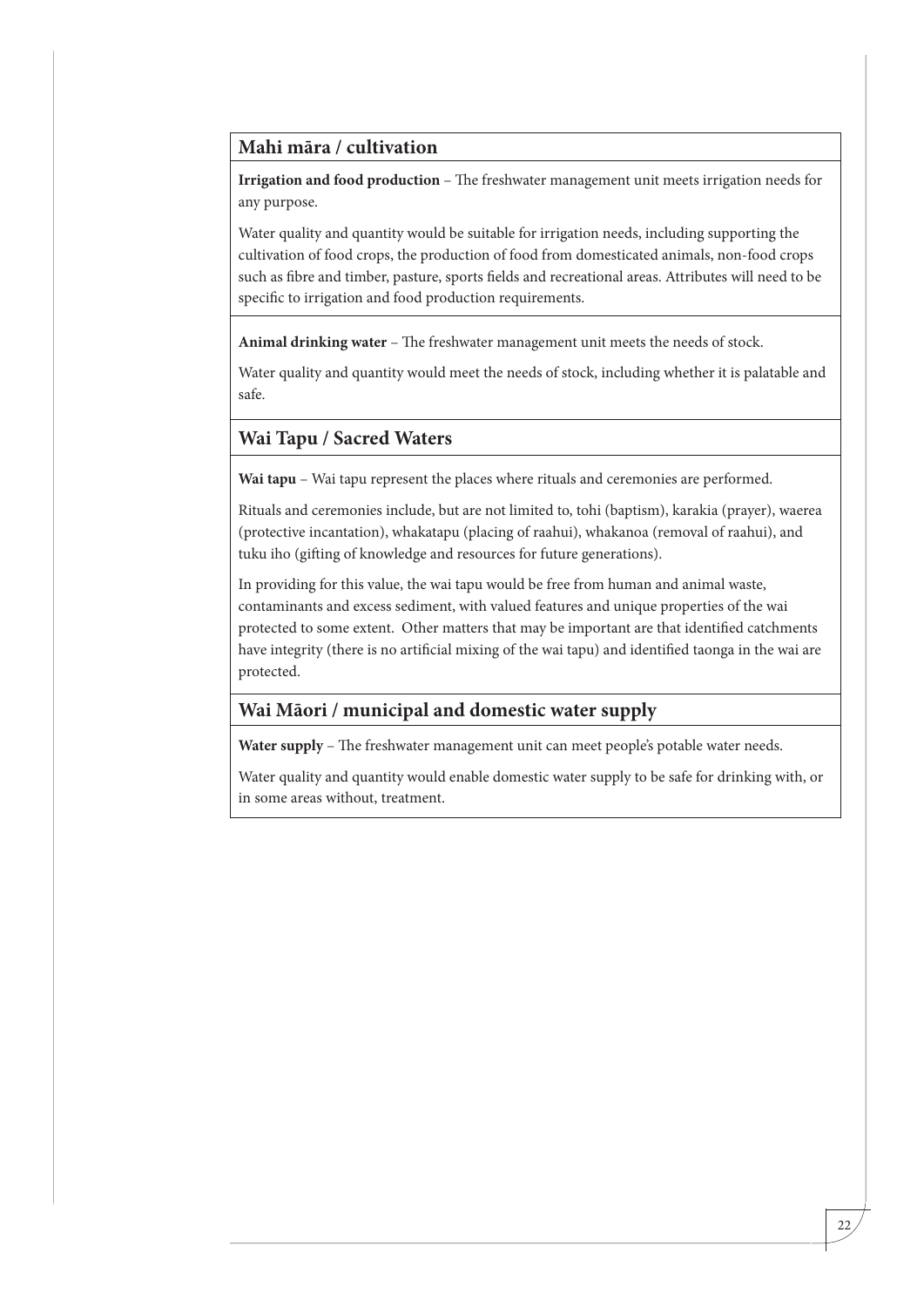## Mahi māra / cultivation

**Irrigation and food production** – The freshwater management unit meets irrigation needs for any purpose.

Water quality and quantity would be suitable for irrigation needs, including supporting the cultivation of food crops, the production of food from domesticated animals, non-food crops such as fibre and timber, pasture, sports fields and recreational areas. Attributes will need to be specific to irrigation and food production requirements.

**Animal drinking water** – The freshwater management unit meets the needs of stock.

Water quality and quantity would meet the needs of stock, including whether it is palatable and safe.

## Wai Tapu / Sacred Waters

**Wai tapu** – Wai tapu represent the places where rituals and ceremonies are performed.

Rituals and ceremonies include, but are not limited to, tohi (baptism), karakia (prayer), waerea (protective incantation), whakatapu (placing of raahui), whakanoa (removal of raahui), and tuku iho (gifting of knowledge and resources for future generations).

In providing for this value, the wai tapu would be free from human and animal waste, contaminants and excess sediment, with valued features and unique properties of the wai protected to some extent. Other matters that may be important are that identified catchments have integrity (there is no artificial mixing of the wai tapu) and identified taonga in the wai are protected.

## Wai Māori / municipal and domestic water supply

**Water supply** – The freshwater management unit can meet people's potable water needs.

Water quality and quantity would enable domestic water supply to be safe for drinking with, or in some areas without, treatment.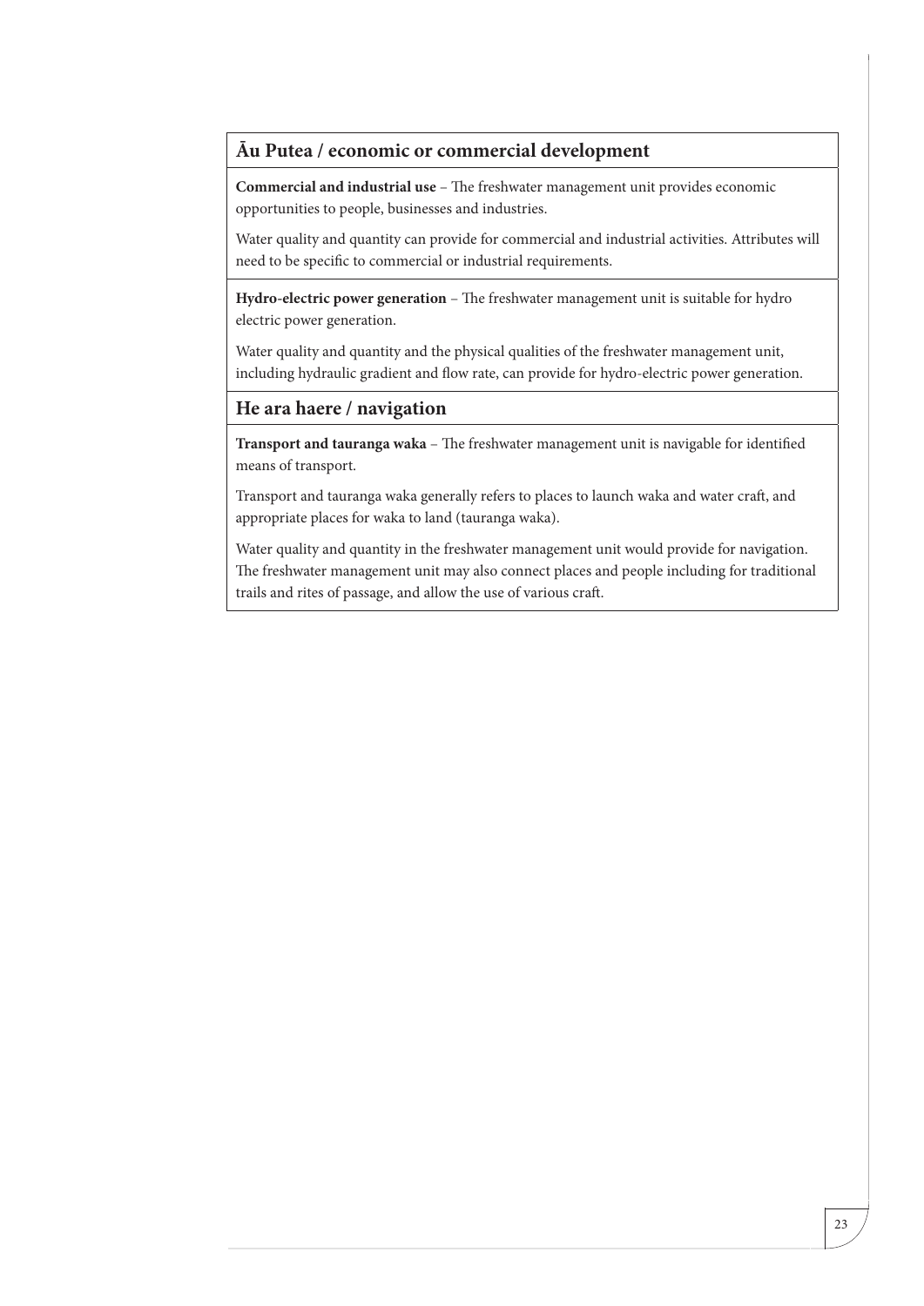## Āu Putea / economic or commercial development

**Commercial and industrial use** – The freshwater management unit provides economic opportunities to people, businesses and industries.

Water quality and quantity can provide for commercial and industrial activities. Attributes will need to be specific to commercial or industrial requirements.

**Hydro-electric power generation** – The freshwater management unit is suitable for hydro electric power generation.

Water quality and quantity and the physical qualities of the freshwater management unit, including hydraulic gradient and flow rate, can provide for hydro-electric power generation.

## He ara haere / navigation

**Transport and tauranga waka** – The freshwater management unit is navigable for identified means of transport.

Transport and tauranga waka generally refers to places to launch waka and water craft, and appropriate places for waka to land (tauranga waka).

Water quality and quantity in the freshwater management unit would provide for navigation. The freshwater management unit may also connect places and people including for traditional trails and rites of passage, and allow the use of various craft.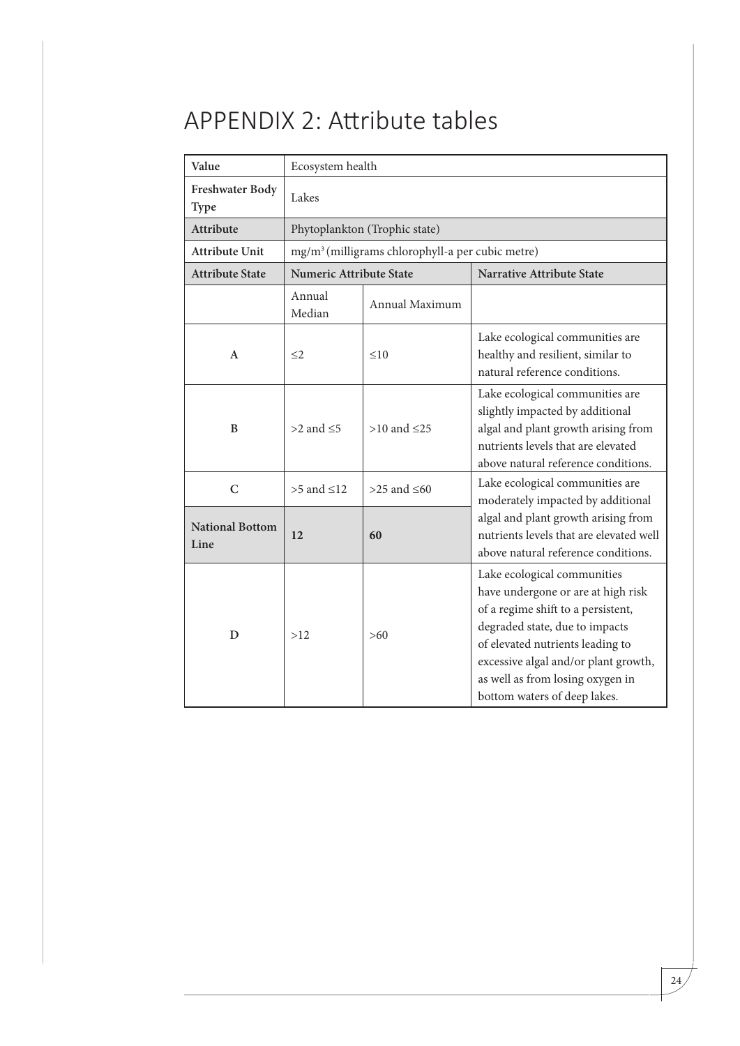# APPENDIX 2: Attribute tables

| Value | Ecosystem health | | |
|---|---|---|---|
| **Freshwater Body Type** | Lakes | | |
| **Attribute** | Phytoplankton (Trophic state) | | |
| **Attribute Unit** | $mg/m^3$ (milligrams chlorophyll-a per cubic metre) | | |
| **Attribute State** | **Numeric Attribute State** | | **Narrative Attribute State** |
| | Annual Median | Annual Maximum | |
| **A** | ≤2 | ≤10 | Lake ecological communities are healthy and resilient, similar to natural reference conditions. |
| **B** | >2 and ≤5 | >10 and ≤25 | Lake ecological communities are slightly impacted by additional algal and plant growth arising from nutrients levels that are elevated above natural reference conditions. |
| **C** | >5 and ≤12 | >25 and ≤60 | Lake ecological communities are moderately impacted by additional algal and plant growth arising from nutrients levels that are elevated well above natural reference conditions. |
| **National Bottom Line** | **12** | **60** | |
| **D** | >12 | >60 | Lake ecological communities have undergone or are at high risk of a regime shift to a persistent, degraded state, due to impacts of elevated nutrients leading to excessive algal and/or plant growth, as well as from losing oxygen in bottom waters of deep lakes. |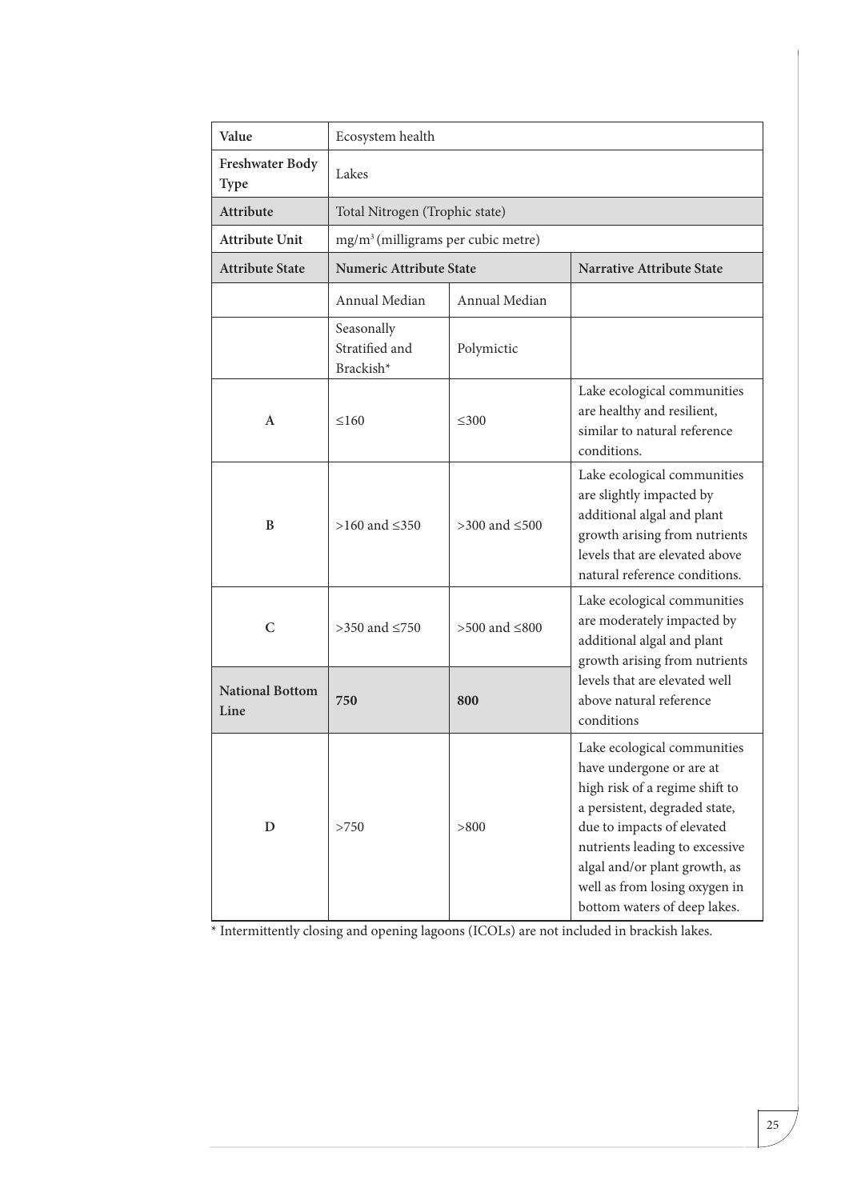| Value | Ecosystem health | | |
|---|---|---|---|
| **Freshwater Body Type** | Lakes | | |
| **Attribute** | Total Nitrogen (Trophic state) | | |
| **Attribute Unit** | $mg/m^3$ (milligrams per cubic metre) | | |
| **Attribute State** | **Numeric Attribute State** | | **Narrative Attribute State** |
| | Annual Median | Annual Median | |
| | Seasonally Stratified and Brackish* | Polymictic | |
| **A** | ≤160 | ≤300 | Lake ecological communities are healthy and resilient, similar to natural reference conditions. |
| **B** | >160 and ≤350 | >300 and ≤500 | Lake ecological communities are slightly impacted by additional algal and plant growth arising from nutrients levels that are elevated above natural reference conditions. |
| **C** | >350 and ≤750 | >500 and ≤800 | Lake ecological communities are moderately impacted by additional algal and plant growth arising from nutrients levels that are elevated well above natural reference conditions |
| **National Bottom Line** | **750** | **800** | |
| **D** | >750 | >800 | Lake ecological communities have undergone or are at high risk of a regime shift to a persistent, degraded state, due to impacts of elevated nutrients leading to excessive algal and/or plant growth, as well as from losing oxygen in bottom waters of deep lakes. |

* Intermittently closing and opening lagoons (ICOLs) are not included in brackish lakes.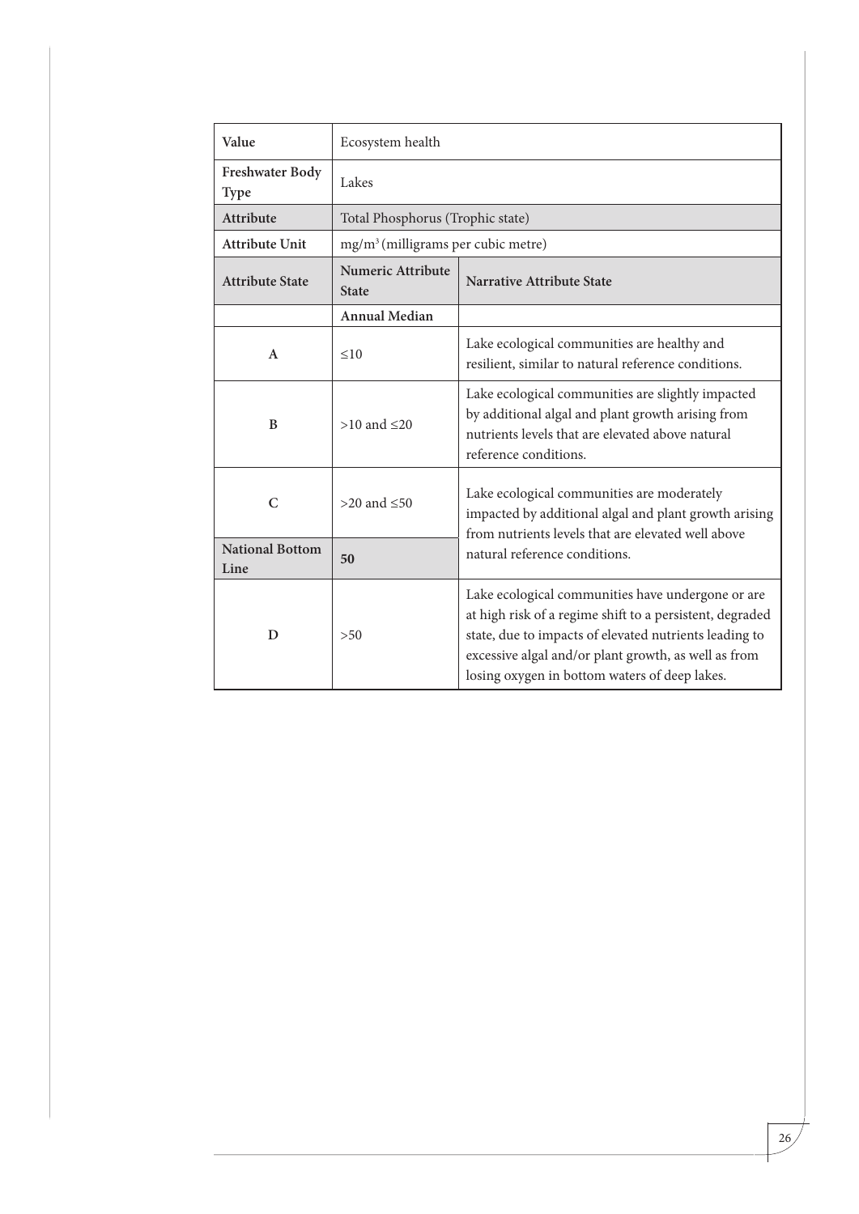| Value | Ecosystem health | |
|---|---|---|
| Freshwater Body Type | Lakes | |
| Attribute | Total Phosphorus (Trophic state) | |
| Attribute Unit | $mg/m^3$ (milligrams per cubic metre) | |
| **Attribute State** | **Numeric Attribute State** | **Narrative Attribute State** |
| | **Annual Median** | |
| A | ≤10 | Lake ecological communities are healthy and resilient, similar to natural reference conditions. |
| B | >10 and ≤20 | Lake ecological communities are slightly impacted by additional algal and plant growth arising from nutrients levels that are elevated above natural reference conditions. |
| C | >20 and ≤50 | Lake ecological communities are moderately impacted by additional algal and plant growth arising from nutrients levels that are elevated well above natural reference conditions. |
| **National Bottom Line** | **50** | |
| D | >50 | Lake ecological communities have undergone or are at high risk of a regime shift to a persistent, degraded state, due to impacts of elevated nutrients leading to excessive algal and/or plant growth, as well as from losing oxygen in bottom waters of deep lakes. |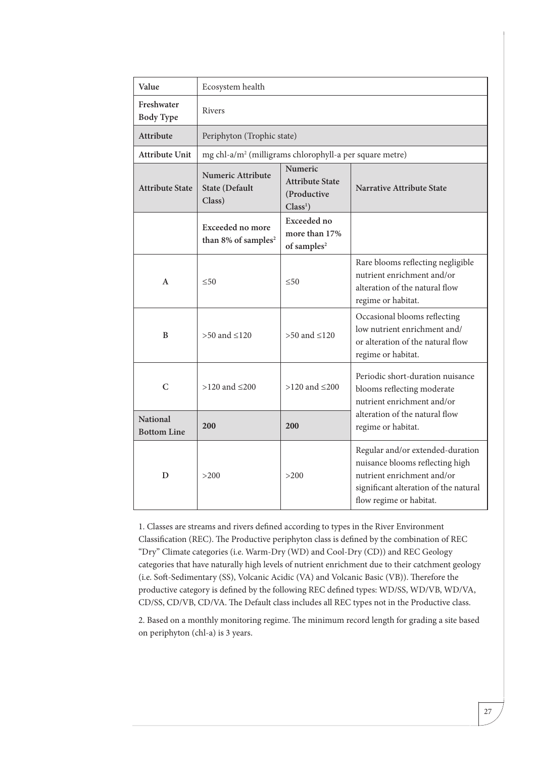| Value | Ecosystem health | | |
|---|---|---|---|
| **Freshwater Body Type** | Rivers | | |
| **Attribute** | Periphyton (Trophic state) | | |
| **Attribute Unit** | mg chl-a/m$^2$ (milligrams chlorophyll-a per square metre) | | |
| **Attribute State** | **Numeric Attribute State (Default Class)** | **Numeric Attribute State (Productive Class[1])** | **Narrative Attribute State** |
| | **Exceeded no more than 8% of samples[2]** | **Exceeded no more than 17% of samples[2]** | |
| **A** | ≤50 | ≤50 | Rare blooms reflecting negligible nutrient enrichment and/or alteration of the natural flow regime or habitat. |
| **B** | >50 and ≤120 | >50 and ≤120 | Occasional blooms reflecting low nutrient enrichment and/ or alteration of the natural flow regime or habitat. |
| **C** | >120 and ≤200 | >120 and ≤200 | Periodic short-duration nuisance blooms reflecting moderate nutrient enrichment and/or alteration of the natural flow regime or habitat. |
| **National Bottom Line** | **200** | **200** | |
| **D** | >200 | >200 | Regular and/or extended-duration nuisance blooms reflecting high nutrient enrichment and/or significant alteration of the natural flow regime or habitat. |

1. Classes are streams and rivers defined according to types in the River Environment Classification (REC). The Productive periphyton class is defined by the combination of REC "Dry" Climate categories (i.e. Warm-Dry (WD) and Cool-Dry (CD)) and REC Geology categories that have naturally high levels of nutrient enrichment due to their catchment geology (i.e. Soft-Sedimentary (SS), Volcanic Acidic (VA) and Volcanic Basic (VB)). Therefore the productive category is defined by the following REC defined types: WD/SS, WD/VB, WD/VA, CD/SS, CD/VB, CD/VA. The Default class includes all REC types not in the Productive class.

2. Based on a monthly monitoring regime. The minimum record length for grading a site based on periphyton (chl-a) is 3 years.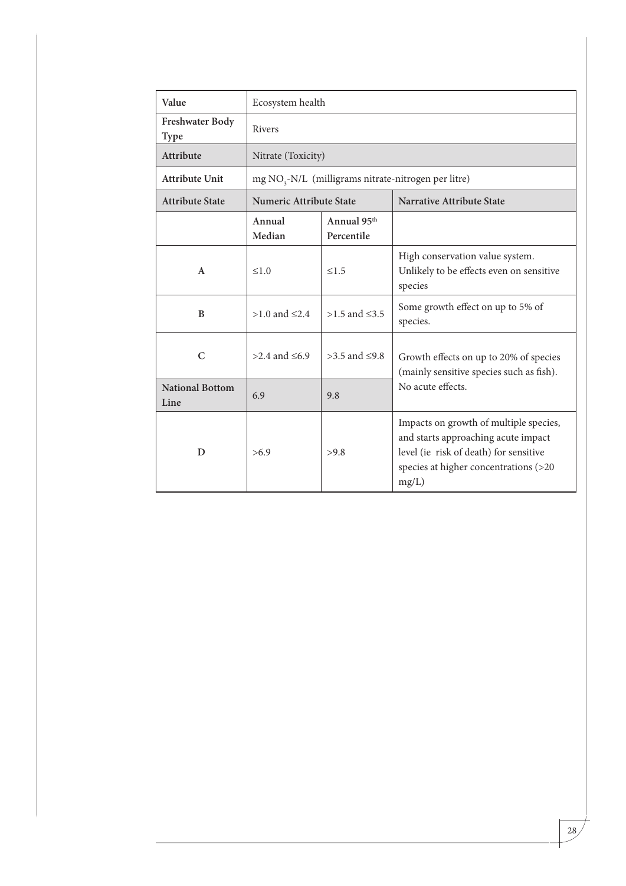| Value | Ecosystem health | | |
|---|---|---|---|
| **Freshwater Body Type** | Rivers | | |
| **Attribute** | Nitrate (Toxicity) | | |
| **Attribute Unit** | mg $NO_3$-N/L (milligrams nitrate-nitrogen per litre) | | |
| **Attribute State** | **Numeric Attribute State** | | **Narrative Attribute State** |
| | **Annual Median** | **Annual 95th Percentile** | |
| **A** | ≤1.0 | ≤1.5 | High conservation value system. Unlikely to be effects even on sensitive species |
| **B** | >1.0 and ≤2.4 | >1.5 and ≤3.5 | Some growth effect on up to 5% of species. |
| **C** | >2.4 and ≤6.9 | >3.5 and ≤9.8 | Growth effects on up to 20% of species (mainly sensitive species such as fish). No acute effects. |
| **National Bottom Line** | 6.9 | 9.8 | |
| **D** | >6.9 | >9.8 | Impacts on growth of multiple species, and starts approaching acute impact level (ie risk of death) for sensitive species at higher concentrations (>20 mg/L) |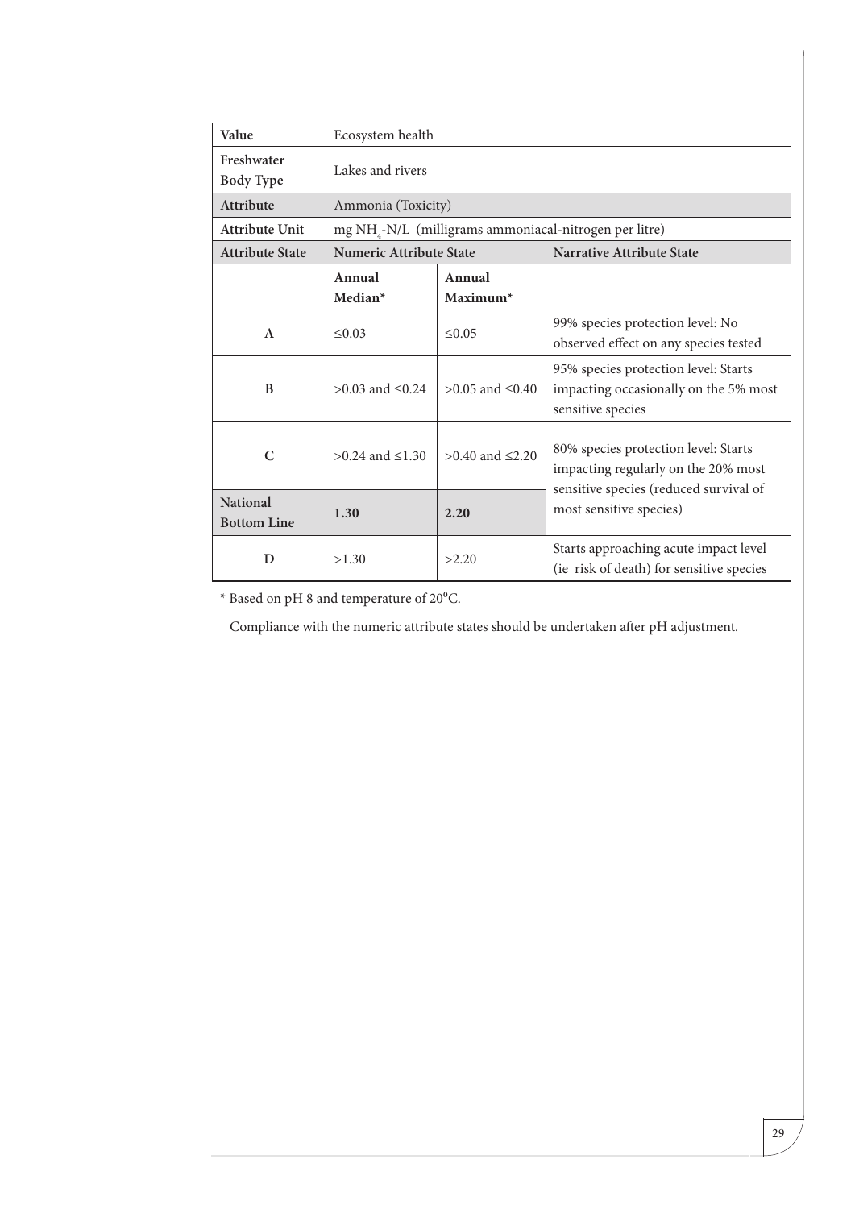| Value | Ecosystem health | | |
|---|---|---|---|
| **Freshwater Body Type** | Lakes and rivers | | |
| **Attribute** | Ammonia (Toxicity) | | |
| **Attribute Unit** | mg $NH_4$-N/L (milligrams ammoniacal-nitrogen per litre) | | |
| **Attribute State** | **Numeric Attribute State** | | **Narrative Attribute State** |
| | **Annual Median*** | **Annual Maximum*** | |
| **A** | ≤0.03 | ≤0.05 | 99% species protection level: No observed effect on any species tested |
| **B** | >0.03 and ≤0.24 | >0.05 and ≤0.40 | 95% species protection level: Starts impacting occasionally on the 5% most sensitive species |
| **C** | >0.24 and ≤1.30 | >0.40 and ≤2.20 | 80% species protection level: Starts impacting regularly on the 20% most sensitive species (reduced survival of most sensitive species) |
| **National Bottom Line** | **1.30** | **2.20** | |
| **D** | >1.30 | >2.20 | Starts approaching acute impact level (ie risk of death) for sensitive species |

* Based on pH 8 and temperature of 20°C.

Compliance with the numeric attribute states should be undertaken after pH adjustment.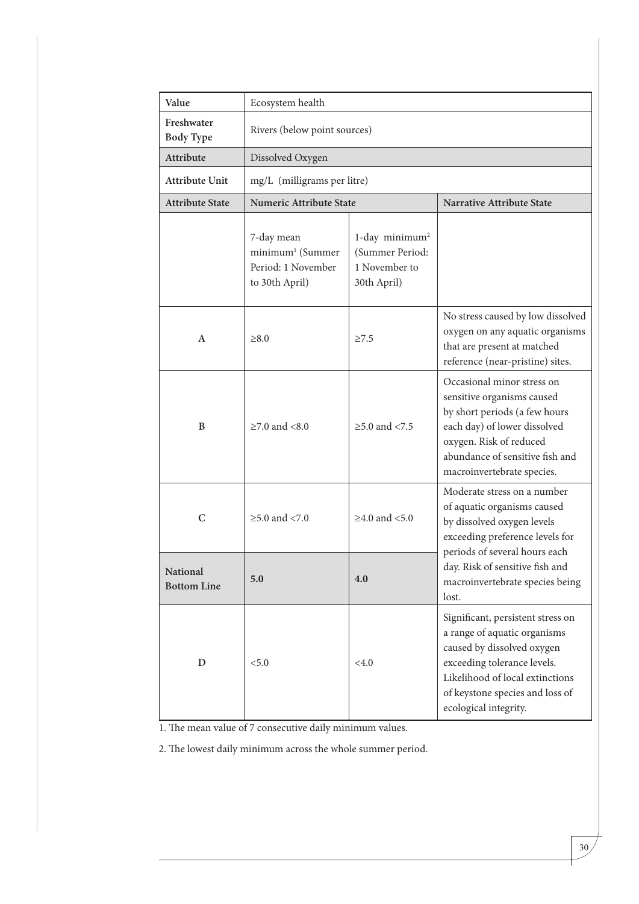| Value | Ecosystem health | | |
|---|---|---|---|
| Freshwater Body Type | Rivers (below point sources) | | |
| Attribute | Dissolved Oxygen | | |
| Attribute Unit | mg/L (milligrams per litre) | | |
| Attribute State | Numeric Attribute State | | Narrative Attribute State |
| | 7-day mean minimum[1] (Summer Period: 1 November to 30th April) | 1-day minimum[2] (Summer Period: 1 November to 30th April) | |
| A | ≥8.0 | ≥7.5 | No stress caused by low dissolved oxygen on any aquatic organisms that are present at matched reference (near-pristine) sites. |
| B | ≥7.0 and <8.0 | ≥5.0 and <7.5 | Occasional minor stress on sensitive organisms caused by short periods (a few hours each day) of lower dissolved oxygen. Risk of reduced abundance of sensitive fish and macroinvertebrate species. |
| C | ≥5.0 and <7.0 | ≥4.0 and <5.0 | Moderate stress on a number of aquatic organisms caused by dissolved oxygen levels exceeding preference levels for periods of several hours each day. Risk of sensitive fish and macroinvertebrate species being lost. |
| **National Bottom Line** | **5.0** | **4.0** | |
| D | <5.0 | <4.0 | Significant, persistent stress on a range of aquatic organisms caused by dissolved oxygen exceeding tolerance levels. Likelihood of local extinctions of keystone species and loss of ecological integrity. |

1. The mean value of 7 consecutive daily minimum values.

2. The lowest daily minimum across the whole summer period.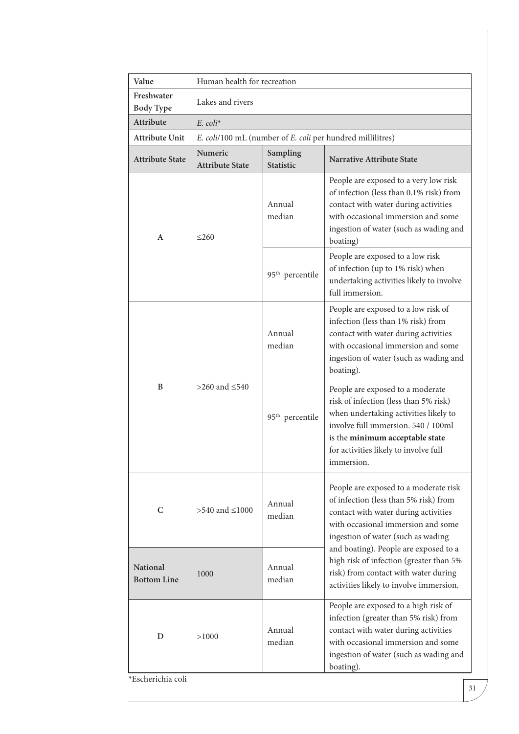| Value | Human health for recreation | | |
|---|---|---|---|
| Freshwater Body Type | Lakes and rivers | | |
| Attribute | *E. coli** | | |
| Attribute Unit | *E. coli*/100 mL (number of *E. coli* per hundred millilitres) | | |
| Attribute State | Numeric Attribute State | Sampling Statistic | Narrative Attribute State |
| A | ≤260 | Annual median | People are exposed to a very low risk of infection (less than 0.1% risk) from contact with water during activities with occasional immersion and some ingestion of water (such as wading and boating) |
| | | 95th percentile | People are exposed to a low risk of infection (up to 1% risk) when undertaking activities likely to involve full immersion. |
| B | >260 and ≤540 | Annual median | People are exposed to a low risk of infection (less than 1% risk) from contact with water during activities with occasional immersion and some ingestion of water (such as wading and boating). |
| | | 95th percentile | People are exposed to a moderate risk of infection (less than 5% risk) when undertaking activities likely to involve full immersion. 540 / 100ml is the **minimum acceptable state** for activities likely to involve full immersion. |
| C | >540 and ≤1000 | Annual median | People are exposed to a moderate risk of infection (less than 5% risk) from contact with water during activities with occasional immersion and some ingestion of water (such as wading and boating). People are exposed to a high risk of infection (greater than 5% risk) from contact with water during activities likely to involve immersion. |
| National Bottom Line | 1000 | Annual median | |
| D | >1000 | Annual median | People are exposed to a high risk of infection (greater than 5% risk) from contact with water during activities with occasional immersion and some ingestion of water (such as wading and boating). |

*Escherichia coli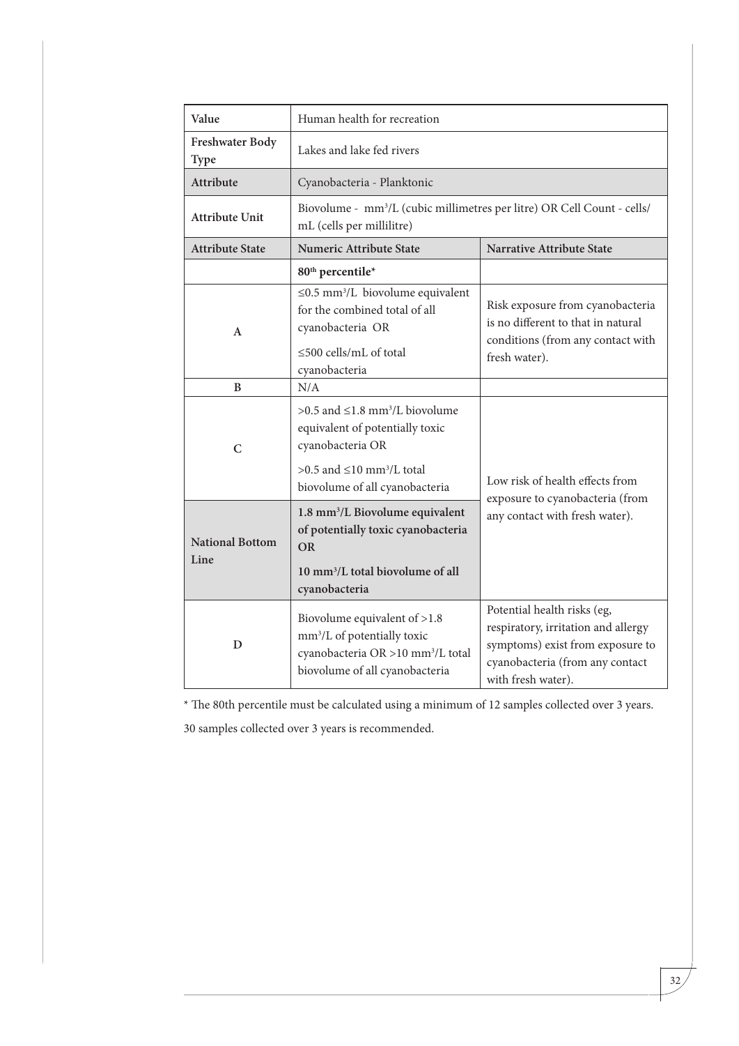| Value | Human health for recreation | |
|---|---|---|
| **Freshwater Body Type** | Lakes and lake fed rivers | |
| **Attribute** | Cyanobacteria - Planktonic | |
| **Attribute Unit** | Biovolume - $mm^3$/L (cubic millimetres per litre) OR Cell Count - cells/mL (cells per millilitre) | |
| **Attribute State** | **Numeric Attribute State** | **Narrative Attribute State** |
| | **80th percentile*** | |
| **A** | ≤0.5 $mm^3$/L biovolume equivalent for the combined total of all cyanobacteria OR<br>≤500 cells/mL of total cyanobacteria | Risk exposure from cyanobacteria is no different to that in natural conditions (from any contact with fresh water). |
| **B** | N/A | |
| **C** | >0.5 and ≤1.8 $mm^3$/L biovolume equivalent of potentially toxic cyanobacteria OR<br>>0.5 and ≤10 $mm^3$/L total biovolume of all cyanobacteria | Low risk of health effects from exposure to cyanobacteria (from any contact with fresh water). |
| **National Bottom Line** | **1.8 $mm^3$/L Biovolume equivalent of potentially toxic cyanobacteria OR**<br>**10 $mm^3$/L total biovolume of all cyanobacteria** | |
| **D** | Biovolume equivalent of >1.8 $mm^3$/L of potentially toxic cyanobacteria OR >10 $mm^3$/L total biovolume of all cyanobacteria | Potential health risks (eg, respiratory, irritation and allergy symptoms) exist from exposure to cyanobacteria (from any contact with fresh water). |

* The 80th percentile must be calculated using a minimum of 12 samples collected over 3 years. 30 samples collected over 3 years is recommended.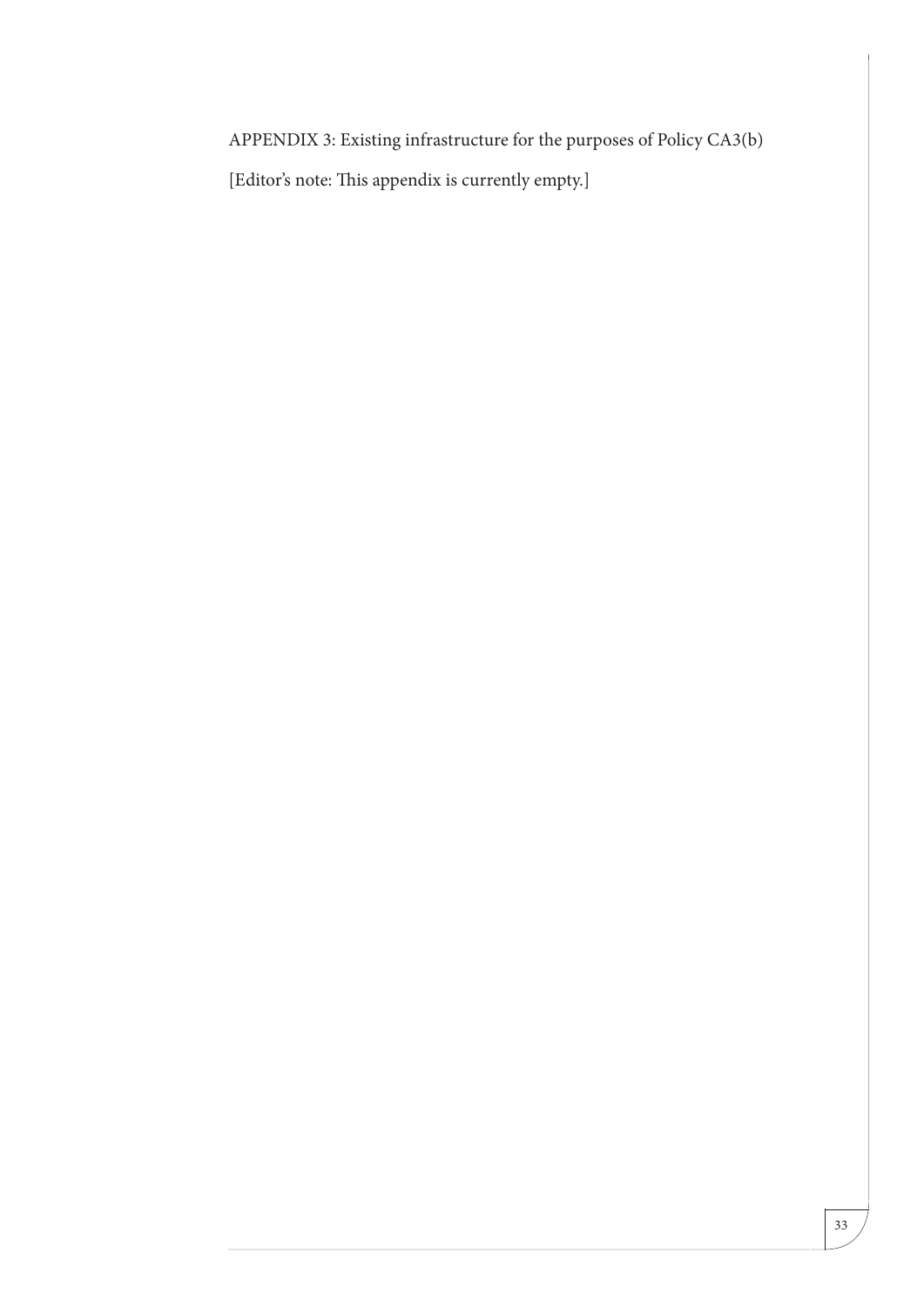APPENDIX 3: Existing infrastructure for the purposes of Policy CA3(b)

[Editor's note: This appendix is currently empty.]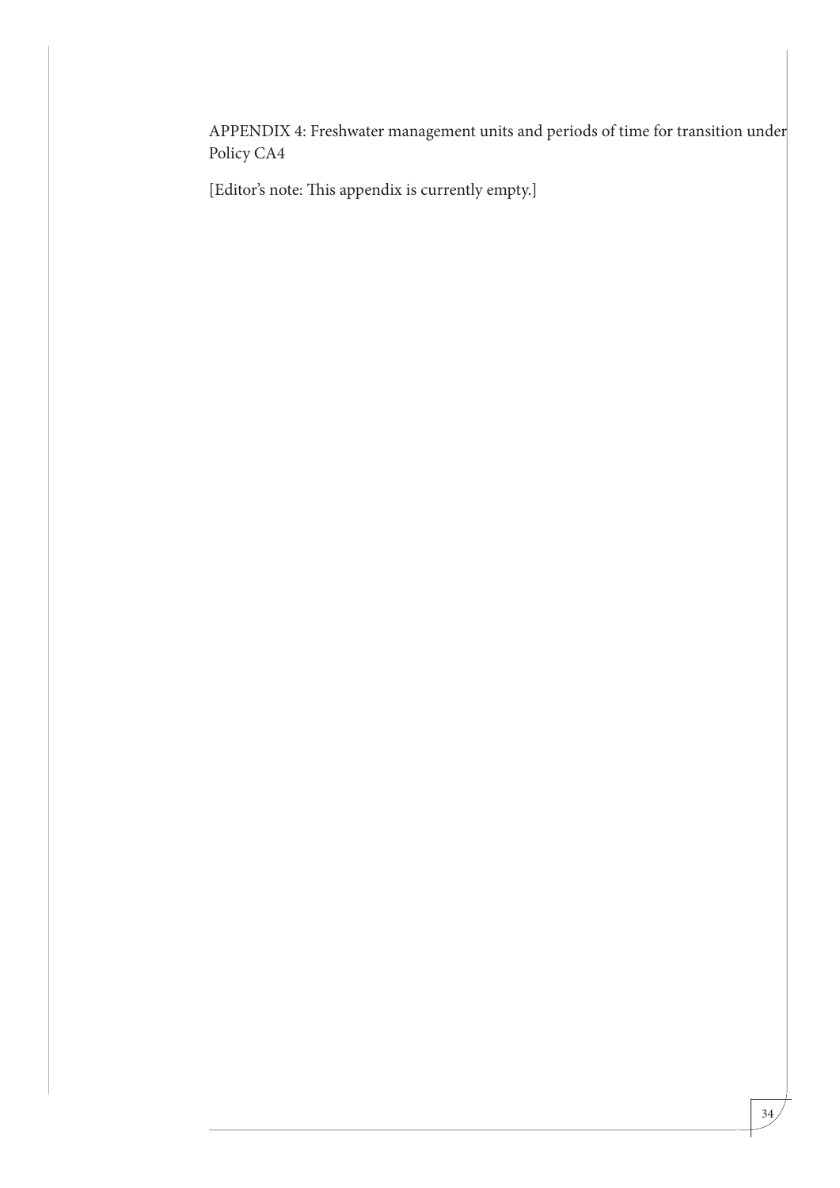APPENDIX 4: Freshwater management units and periods of time for transition under Policy CA4

[Editor's note: This appendix is currently empty.]